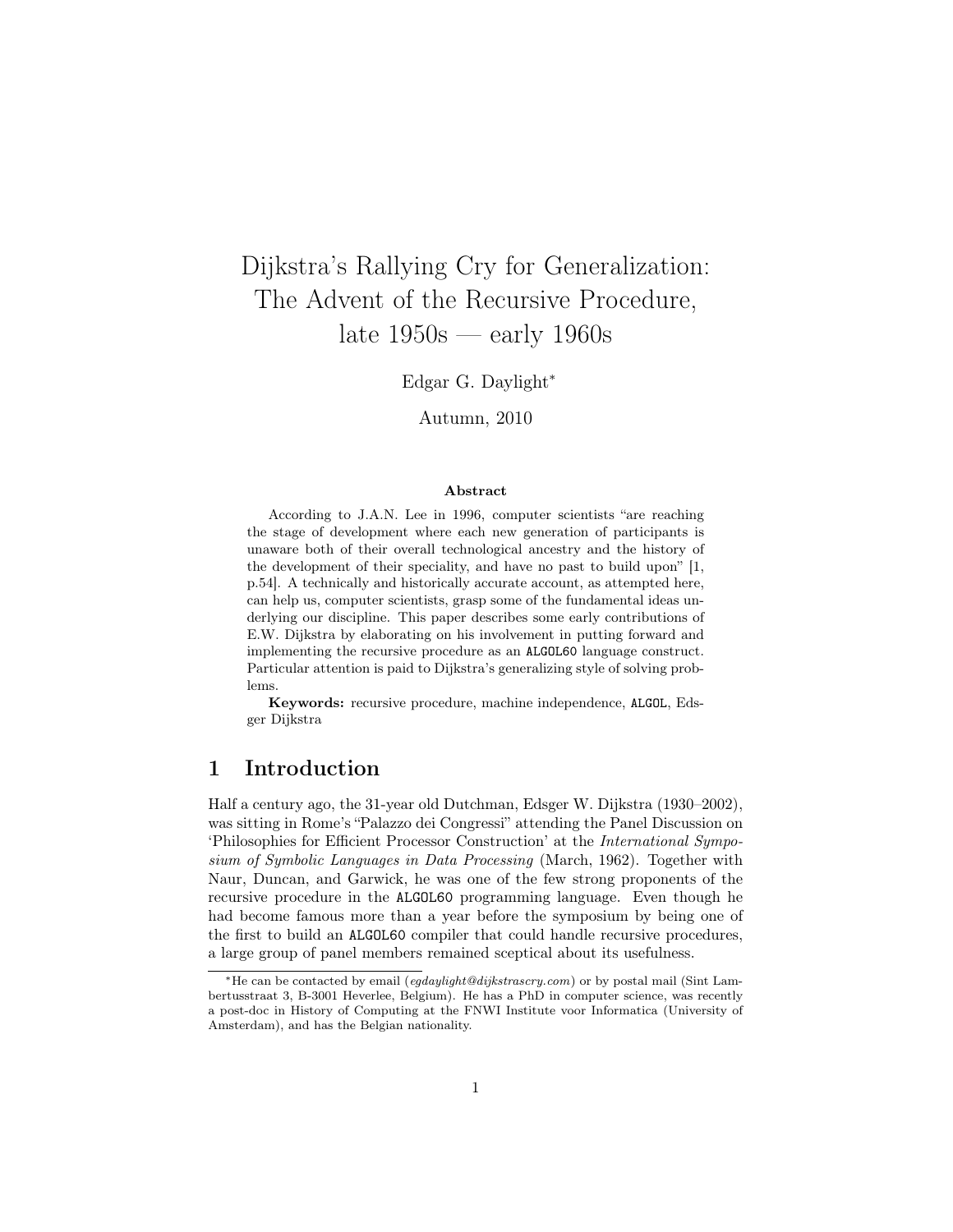# Dijkstra's Rallying Cry for Generalization: The Advent of the Recursive Procedure, late 1950s — early 1960s

Edgar G. Daylight*

Autumn, 2010

### Abstract

According to J.A.N. Lee in 1996, computer scientists "are reaching the stage of development where each new generation of participants is unaware both of their overall technological ancestry and the history of the development of their speciality, and have no past to build upon" [1, p.54]. A technically and historically accurate account, as attempted here, can help us, computer scientists, grasp some of the fundamental ideas underlying our discipline. This paper describes some early contributions of E.W. Dijkstra by elaborating on his involvement in putting forward and implementing the recursive procedure as an `ALGOL60` language construct. Particular attention is paid to Dijkstra's generalizing style of solving problems.

**Keywords:** recursive procedure, machine independence, `ALGOL`, Edsger Dijkstra

## 1 Introduction

Half a century ago, the 31-year old Dutchman, Edsger W. Dijkstra (1930–2002), was sitting in Rome's "Palazzo dei Congressi" attending the Panel Discussion on 'Philosophies for Efficient Processor Construction' at the *International Symposium of Symbolic Languages in Data Processing* (March, 1962). Together with Naur, Duncan, and Garwick, he was one of the few strong proponents of the recursive procedure in the `ALGOL60` programming language. Even though he had become famous more than a year before the symposium by being one of the first to build an `ALGOL60` compiler that could handle recursive procedures, a large group of panel members remained sceptical about its usefulness.

*He can be contacted by email (*egdaylight@dijkstrascry.com*) or by postal mail (Sint Lambertusstraat 3, B-3001 Heverlee, Belgium). He has a PhD in computer science, was recently a post-doc in History of Computing at the FNWI Institute voor Informatica (University of Amsterdam), and has the Belgian nationality.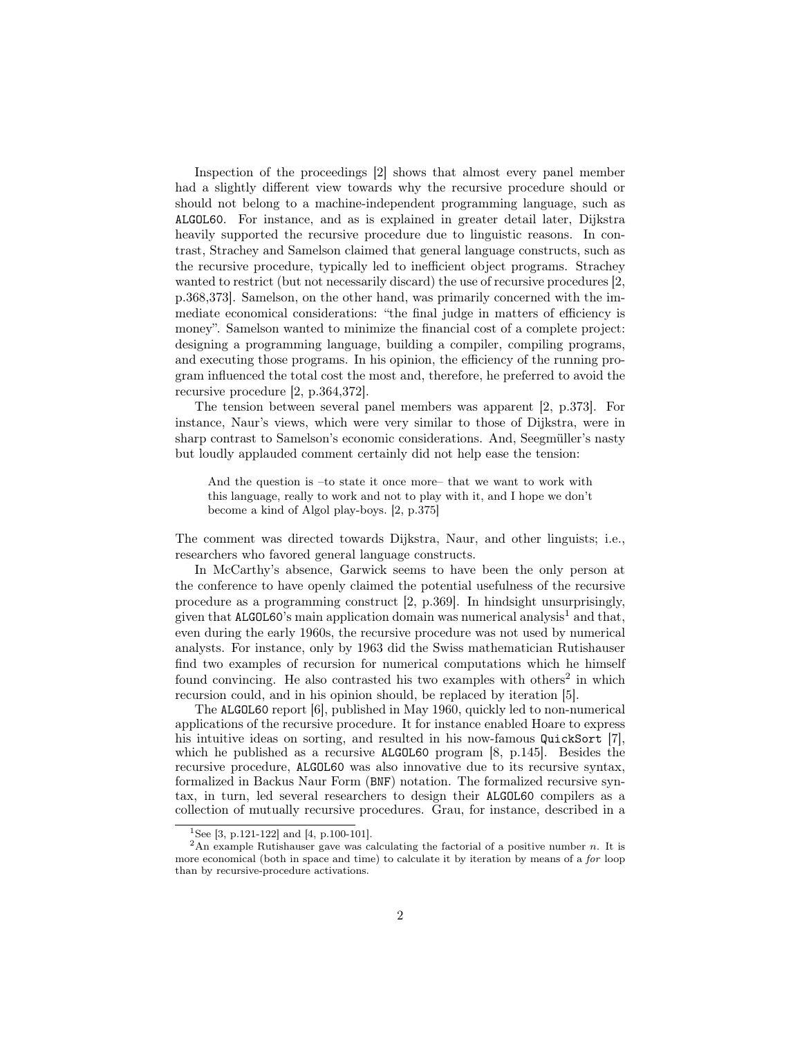Inspection of the proceedings [2] shows that almost every panel member had a slightly different view towards why the recursive procedure should or should not belong to a machine-independent programming language, such as ALGOL60. For instance, and as is explained in greater detail later, Dijkstra heavily supported the recursive procedure due to linguistic reasons. In contrast, Strachey and Samelson claimed that general language constructs, such as the recursive procedure, typically led to inefficient object programs. Strachey wanted to restrict (but not necessarily discard) the use of recursive procedures [2, p.368,373]. Samelson, on the other hand, was primarily concerned with the immediate economical considerations: "the final judge in matters of efficiency is money". Samelson wanted to minimize the financial cost of a complete project: designing a programming language, building a compiler, compiling programs, and executing those programs. In his opinion, the efficiency of the running program influenced the total cost the most and, therefore, he preferred to avoid the recursive procedure [2, p.364,372].

The tension between several panel members was apparent [2, p.373]. For instance, Naur's views, which were very similar to those of Dijkstra, were in sharp contrast to Samelson's economic considerations. And, Seegmüller's nasty but loudly applauded comment certainly did not help ease the tension:

> And the question is –to state it once more– that we want to work with this language, really to work and not to play with it, and I hope we don't become a kind of Algol play-boys. [2, p.375]

The comment was directed towards Dijkstra, Naur, and other linguists; i.e., researchers who favored general language constructs.

In McCarthy's absence, Garwick seems to have been the only person at the conference to have openly claimed the potential usefulness of the recursive procedure as a programming construct [2, p.369]. In hindsight unsurprisingly, given that ALGOL60's main application domain was numerical analysis[1] and that, even during the early 1960s, the recursive procedure was not used by numerical analysts. For instance, only by 1963 did the Swiss mathematician Rutishauser find two examples of recursion for numerical computations which he himself found convincing. He also contrasted his two examples with others[2] in which recursion could, and in his opinion should, be replaced by iteration [5].

The ALGOL60 report [6], published in May 1960, quickly led to non-numerical applications of the recursive procedure. It for instance enabled Hoare to express his intuitive ideas on sorting, and resulted in his now-famous QuickSort [7], which he published as a recursive ALGOL60 program [8, p.145]. Besides the recursive procedure, ALGOL60 was also innovative due to its recursive syntax, formalized in Backus Naur Form (BNF) notation. The formalized recursive syntax, in turn, led several researchers to design their ALGOL60 compilers as a collection of mutually recursive procedures. Grau, for instance, described in a

---

[1] See [3, p.121-122] and [4, p.100-101].

[2] An example Rutishauser gave was calculating the factorial of a positive number $n$. It is more economical (both in space and time) to calculate it by iteration by means of a *for* loop than by recursive-procedure activations.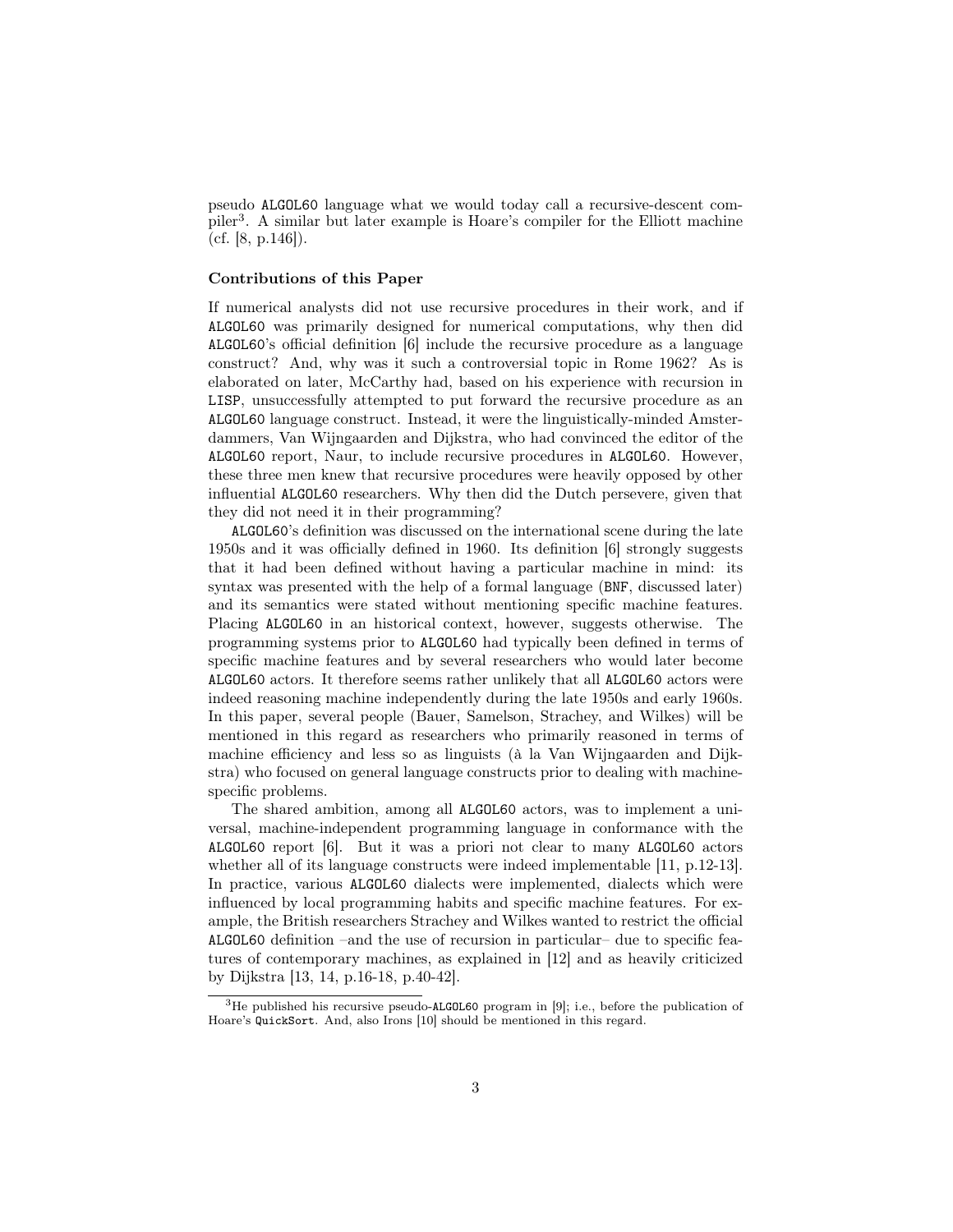pseudo ALGOL60 language what we would today call a recursive-descent compiler[3]. A similar but later example is Hoare's compiler for the Elliott machine (cf. [8, p.146]).

### Contributions of this Paper

If numerical analysts did not use recursive procedures in their work, and if ALGOL60 was primarily designed for numerical computations, why then did ALGOL60's official definition [6] include the recursive procedure as a language construct? And, why was it such a controversial topic in Rome 1962? As is elaborated on later, McCarthy had, based on his experience with recursion in LISP, unsuccessfully attempted to put forward the recursive procedure as an ALGOL60 language construct. Instead, it were the linguistically-minded Amsterdammers, Van Wijngaarden and Dijkstra, who had convinced the editor of the ALGOL60 report, Naur, to include recursive procedures in ALGOL60. However, these three men knew that recursive procedures were heavily opposed by other influential ALGOL60 researchers. Why then did the Dutch persevere, given that they did not need it in their programming?

ALGOL60's definition was discussed on the international scene during the late 1950s and it was officially defined in 1960. Its definition [6] strongly suggests that it had been defined without having a particular machine in mind: its syntax was presented with the help of a formal language (BNF, discussed later) and its semantics were stated without mentioning specific machine features. Placing ALGOL60 in an historical context, however, suggests otherwise. The programming systems prior to ALGOL60 had typically been defined in terms of specific machine features and by several researchers who would later become ALGOL60 actors. It therefore seems rather unlikely that all ALGOL60 actors were indeed reasoning machine independently during the late 1950s and early 1960s. In this paper, several people (Bauer, Samelson, Strachey, and Wilkes) will be mentioned in this regard as researchers who primarily reasoned in terms of machine efficiency and less so as linguists (à la Van Wijngaarden and Dijkstra) who focused on general language constructs prior to dealing with machine-specific problems.

The shared ambition, among all ALGOL60 actors, was to implement a universal, machine-independent programming language in conformance with the ALGOL60 report [6]. But it was a priori not clear to many ALGOL60 actors whether all of its language constructs were indeed implementable [11, p.12-13]. In practice, various ALGOL60 dialects were implemented, dialects which were influenced by local programming habits and specific machine features. For example, the British researchers Strachey and Wilkes wanted to restrict the official ALGOL60 definition –and the use of recursion in particular– due to specific features of contemporary machines, as explained in [12] and as heavily criticized by Dijkstra [13, 14, p.16-18, p.40-42].

[3] He published his recursive pseudo-ALGOL60 program in [9]; i.e., before the publication of Hoare's QuickSort. And, also Irons [10] should be mentioned in this regard.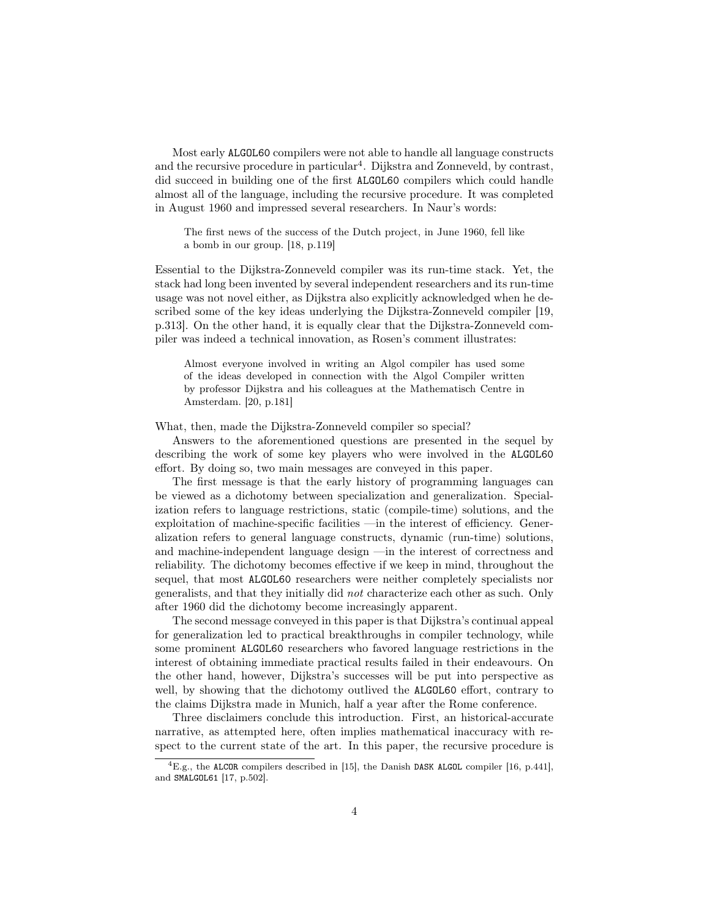Most early `ALGOL60` compilers were not able to handle all language constructs and the recursive procedure in particular[4]. Dijkstra and Zonneveld, by contrast, did succeed in building one of the first `ALGOL60` compilers which could handle almost all of the language, including the recursive procedure. It was completed in August 1960 and impressed several researchers. In Naur's words:

> The first news of the success of the Dutch project, in June 1960, fell like a bomb in our group. [18, p.119]

Essential to the Dijkstra-Zonneveld compiler was its run-time stack. Yet, the stack had long been invented by several independent researchers and its run-time usage was not novel either, as Dijkstra also explicitly acknowledged when he described some of the key ideas underlying the Dijkstra-Zonneveld compiler [19, p.313]. On the other hand, it is equally clear that the Dijkstra-Zonneveld compiler was indeed a technical innovation, as Rosen's comment illustrates:

> Almost everyone involved in writing an Algol compiler has used some of the ideas developed in connection with the Algol Compiler written by professor Dijkstra and his colleagues at the Mathematisch Centre in Amsterdam. [20, p.181]

What, then, made the Dijkstra-Zonneveld compiler so special?

Answers to the aforementioned questions are presented in the sequel by describing the work of some key players who were involved in the `ALGOL60` effort. By doing so, two main messages are conveyed in this paper.

The first message is that the early history of programming languages can be viewed as a dichotomy between specialization and generalization. Specialization refers to language restrictions, static (compile-time) solutions, and the exploitation of machine-specific facilities —in the interest of efficiency. Generalization refers to general language constructs, dynamic (run-time) solutions, and machine-independent language design —in the interest of correctness and reliability. The dichotomy becomes effective if we keep in mind, throughout the sequel, that most `ALGOL60` researchers were neither completely specialists nor generalists, and that they initially did *not* characterize each other as such. Only after 1960 did the dichotomy become increasingly apparent.

The second message conveyed in this paper is that Dijkstra's continual appeal for generalization led to practical breakthroughs in compiler technology, while some prominent `ALGOL60` researchers who favored language restrictions in the interest of obtaining immediate practical results failed in their endeavours. On the other hand, however, Dijkstra's successes will be put into perspective as well, by showing that the dichotomy outlived the `ALGOL60` effort, contrary to the claims Dijkstra made in Munich, half a year after the Rome conference.

Three disclaimers conclude this introduction. First, an historical-accurate narrative, as attempted here, often implies mathematical inaccuracy with respect to the current state of the art. In this paper, the recursive procedure is

---

[4] E.g., the `ALCOR` compilers described in [15], the Danish `DASK ALGOL` compiler [16, p.441], and `SMALGOL61` [17, p.502].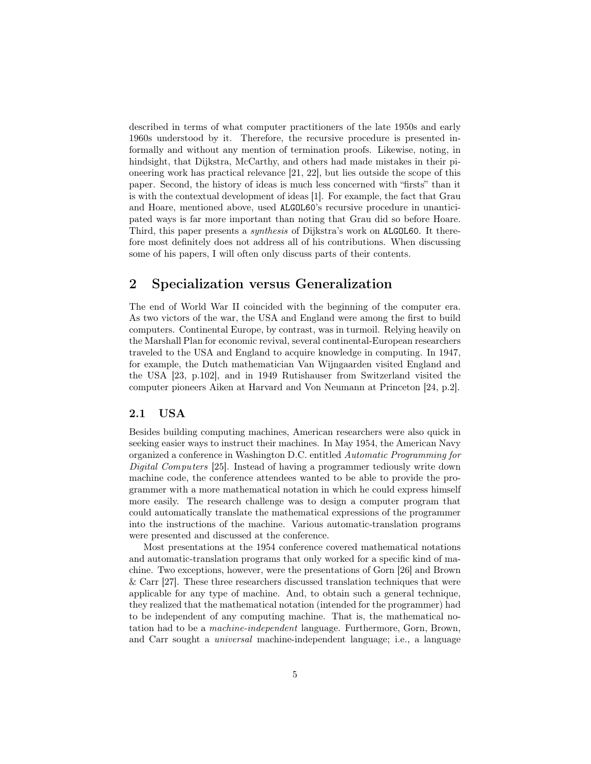described in terms of what computer practitioners of the late 1950s and early 1960s understood by it. Therefore, the recursive procedure is presented informally and without any mention of termination proofs. Likewise, noting, in hindsight, that Dijkstra, McCarthy, and others had made mistakes in their pioneering work has practical relevance [21, 22], but lies outside the scope of this paper. Second, the history of ideas is much less concerned with "firsts" than it is with the contextual development of ideas [1]. For example, the fact that Grau and Hoare, mentioned above, used ALGOL60's recursive procedure in unanticipated ways is far more important than noting that Grau did so before Hoare. Third, this paper presents a *synthesis* of Dijkstra's work on ALGOL60. It therefore most definitely does not address all of his contributions. When discussing some of his papers, I will often only discuss parts of their contents.

## 2 Specialization versus Generalization

The end of World War II coincided with the beginning of the computer era. As two victors of the war, the USA and England were among the first to build computers. Continental Europe, by contrast, was in turmoil. Relying heavily on the Marshall Plan for economic revival, several continental-European researchers traveled to the USA and England to acquire knowledge in computing. In 1947, for example, the Dutch mathematician Van Wijngaarden visited England and the USA [23, p.102], and in 1949 Rutishauser from Switzerland visited the computer pioneers Aiken at Harvard and Von Neumann at Princeton [24, p.2].

### 2.1 USA

Besides building computing machines, American researchers were also quick in seeking easier ways to instruct their machines. In May 1954, the American Navy organized a conference in Washington D.C. entitled *Automatic Programming for Digital Computers* [25]. Instead of having a programmer tediously write down machine code, the conference attendees wanted to be able to provide the programmer with a more mathematical notation in which he could express himself more easily. The research challenge was to design a computer program that could automatically translate the mathematical expressions of the programmer into the instructions of the machine. Various automatic-translation programs were presented and discussed at the conference.

Most presentations at the 1954 conference covered mathematical notations and automatic-translation programs that only worked for a specific kind of machine. Two exceptions, however, were the presentations of Gorn [26] and Brown & Carr [27]. These three researchers discussed translation techniques that were applicable for any type of machine. And, to obtain such a general technique, they realized that the mathematical notation (intended for the programmer) had to be independent of any computing machine. That is, the mathematical notation had to be a *machine-independent* language. Furthermore, Gorn, Brown, and Carr sought a *universal* machine-independent language; i.e., a language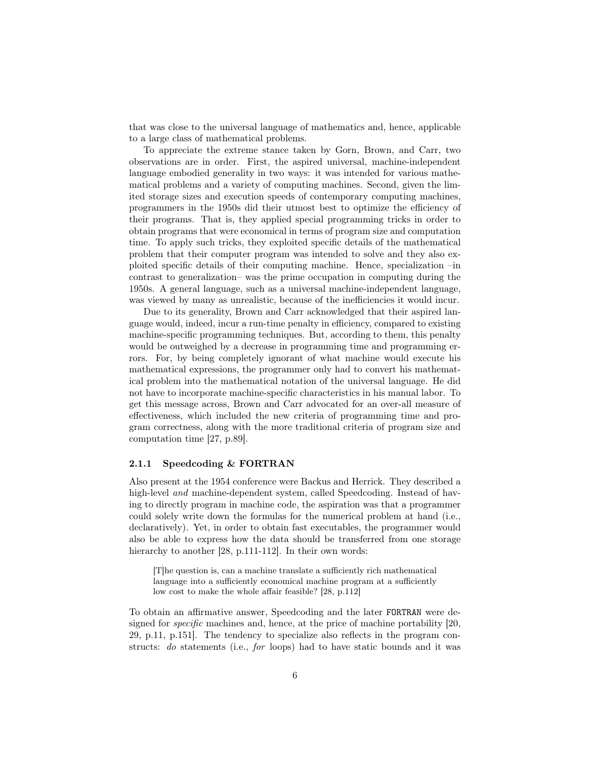that was close to the universal language of mathematics and, hence, applicable to a large class of mathematical problems.

To appreciate the extreme stance taken by Gorn, Brown, and Carr, two observations are in order. First, the aspired universal, machine-independent language embodied generality in two ways: it was intended for various mathematical problems and a variety of computing machines. Second, given the limited storage sizes and execution speeds of contemporary computing machines, programmers in the 1950s did their utmost best to optimize the efficiency of their programs. That is, they applied special programming tricks in order to obtain programs that were economical in terms of program size and computation time. To apply such tricks, they exploited specific details of the mathematical problem that their computer program was intended to solve and they also exploited specific details of their computing machine. Hence, specialization –in contrast to generalization– was the prime occupation in computing during the 1950s. A general language, such as a universal machine-independent language, was viewed by many as unrealistic, because of the inefficiencies it would incur.

Due to its generality, Brown and Carr acknowledged that their aspired language would, indeed, incur a run-time penalty in efficiency, compared to existing machine-specific programming techniques. But, according to them, this penalty would be outweighed by a decrease in programming time and programming errors. For, by being completely ignorant of what machine would execute his mathematical expressions, the programmer only had to convert his mathematical problem into the mathematical notation of the universal language. He did not have to incorporate machine-specific characteristics in his manual labor. To get this message across, Brown and Carr advocated for an over-all measure of effectiveness, which included the new criteria of programming time and program correctness, along with the more traditional criteria of program size and computation time [27, p.89].

### 2.1.1 Speedcoding & FORTRAN

Also present at the 1954 conference were Backus and Herrick. They described a high-level *and* machine-dependent system, called Speedcoding. Instead of having to directly program in machine code, the aspiration was that a programmer could solely write down the formulas for the numerical problem at hand (i.e., declaratively). Yet, in order to obtain fast executables, the programmer would also be able to express how the data should be transferred from one storage hierarchy to another [28, p.111-112]. In their own words:

> [T]he question is, can a machine translate a sufficiently rich mathematical language into a sufficiently economical machine program at a sufficiently low cost to make the whole affair feasible? [28, p.112]

To obtain an affirmative answer, Speedcoding and the later `FORTRAN` were designed for *specific* machines and, hence, at the price of machine portability [20, 29, p.11, p.151]. The tendency to specialize also reflects in the program constructs: *do* statements (i.e., *for* loops) had to have static bounds and it was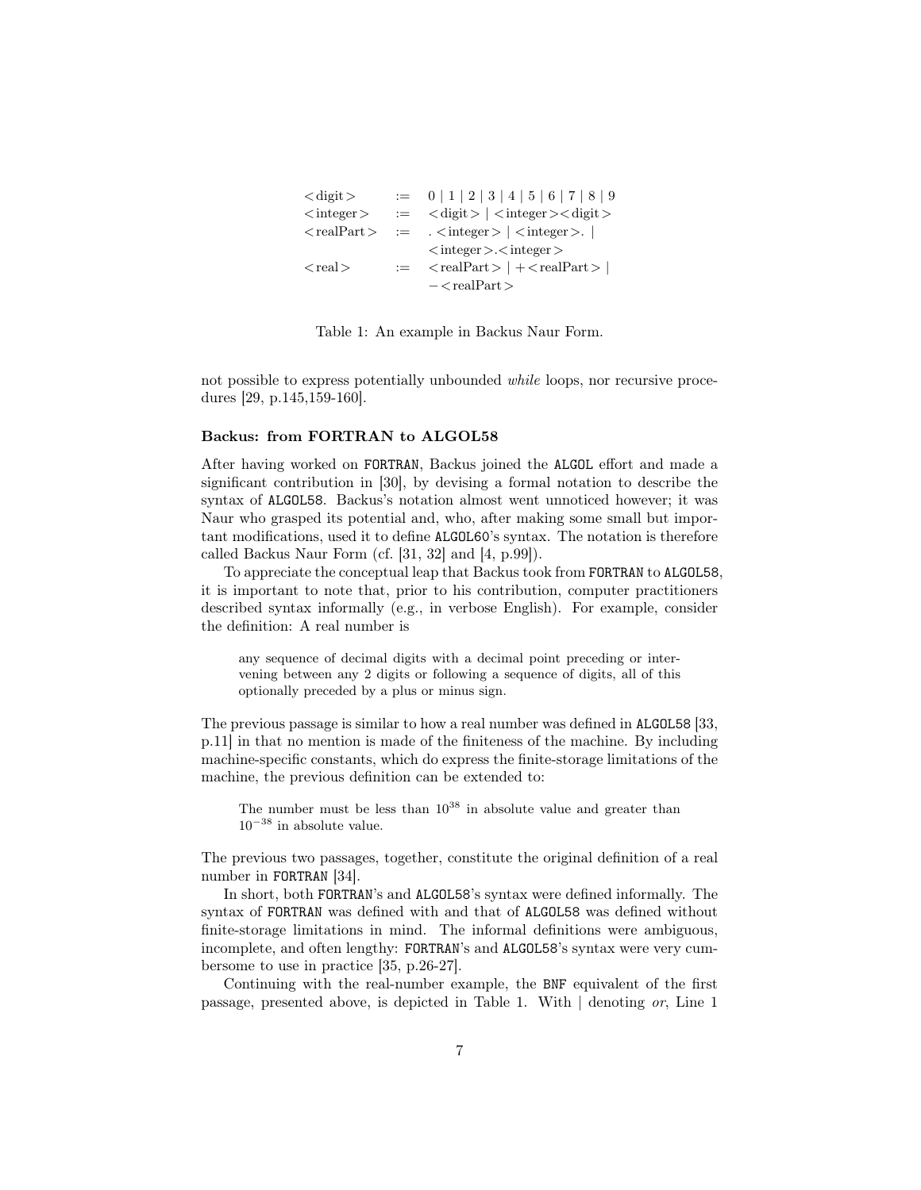| | | |
|---|---|---|
| <digit> | := | 0 \| 1 \| 2 \| 3 \| 4 \| 5 \| 6 \| 7 \| 8 \| 9 |
| <integer> | := | <digit> \| <integer><digit> |
| <realPart> | := | . <integer> \| <integer>. \| <integer>.<integer> |
| <real> | := | <realPart> \| +<realPart> \| −<realPart> |

Table 1: An example in Backus Naur Form.

not possible to express potentially unbounded *while* loops, nor recursive procedures [29, p.145,159-160].

### Backus: from FORTRAN to ALGOL58

After having worked on FORTRAN, Backus joined the ALGOL effort and made a significant contribution in [30], by devising a formal notation to describe the syntax of ALGOL58. Backus's notation almost went unnoticed however; it was Naur who grasped its potential and, who, after making some small but important modifications, used it to define ALGOL60's syntax. The notation is therefore called Backus Naur Form (cf. [31, 32] and [4, p.99]).

To appreciate the conceptual leap that Backus took from FORTRAN to ALGOL58, it is important to note that, prior to his contribution, computer practitioners described syntax informally (e.g., in verbose English). For example, consider the definition: A real number is

> any sequence of decimal digits with a decimal point preceding or intervening between any 2 digits or following a sequence of digits, all of this optionally preceded by a plus or minus sign.

The previous passage is similar to how a real number was defined in ALGOL58 [33, p.11] in that no mention is made of the finiteness of the machine. By including machine-specific constants, which do express the finite-storage limitations of the machine, the previous definition can be extended to:

> The number must be less than $10^{38}$ in absolute value and greater than $10^{-38}$ in absolute value.

The previous two passages, together, constitute the original definition of a real number in FORTRAN [34].

In short, both FORTRAN's and ALGOL58's syntax were defined informally. The syntax of FORTRAN was defined with and that of ALGOL58 was defined without finite-storage limitations in mind. The informal definitions were ambiguous, incomplete, and often lengthy: FORTRAN's and ALGOL58's syntax were very cumbersome to use in practice [35, p.26-27].

Continuing with the real-number example, the BNF equivalent of the first passage, presented above, is depicted in Table 1. With | denoting *or*, Line 1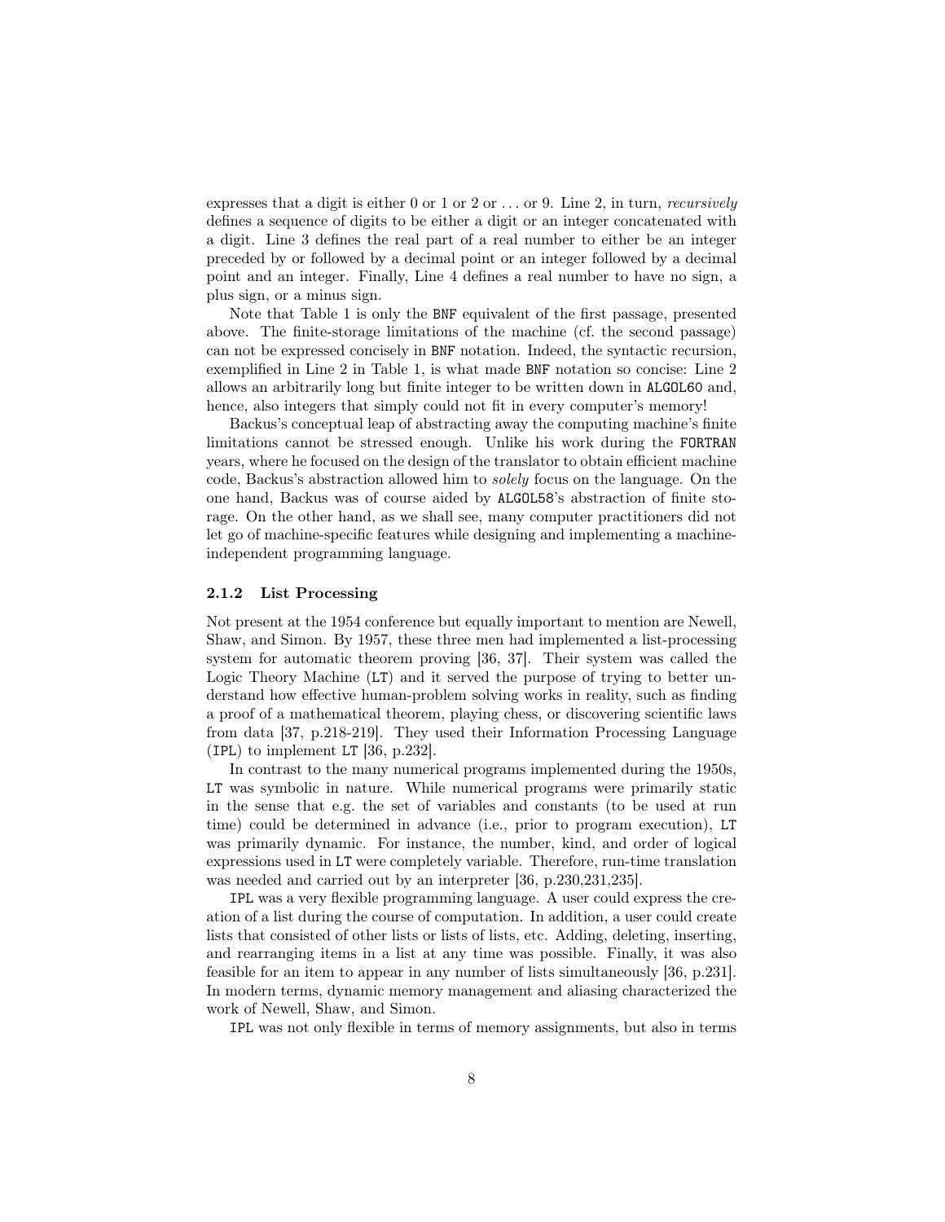expresses that a digit is either 0 or 1 or 2 or . . . or 9. Line 2, in turn, *recursively* defines a sequence of digits to be either a digit or an integer concatenated with a digit. Line 3 defines the real part of a real number to either be an integer preceded by or followed by a decimal point or an integer followed by a decimal point and an integer. Finally, Line 4 defines a real number to have no sign, a plus sign, or a minus sign.

Note that Table 1 is only the BNF equivalent of the first passage, presented above. The finite-storage limitations of the machine (cf. the second passage) can not be expressed concisely in BNF notation. Indeed, the syntactic recursion, exemplified in Line 2 in Table 1, is what made BNF notation so concise: Line 2 allows an arbitrarily long but finite integer to be written down in ALGOL60 and, hence, also integers that simply could not fit in every computer's memory!

Backus's conceptual leap of abstracting away the computing machine's finite limitations cannot be stressed enough. Unlike his work during the FORTRAN years, where he focused on the design of the translator to obtain efficient machine code, Backus's abstraction allowed him to *solely* focus on the language. On the one hand, Backus was of course aided by ALGOL58's abstraction of finite storage. On the other hand, as we shall see, many computer practitioners did not let go of machine-specific features while designing and implementing a machine-independent programming language.

### 2.1.2 List Processing

Not present at the 1954 conference but equally important to mention are Newell, Shaw, and Simon. By 1957, these three men had implemented a list-processing system for automatic theorem proving [36, 37]. Their system was called the Logic Theory Machine (LT) and it served the purpose of trying to better understand how effective human-problem solving works in reality, such as finding a proof of a mathematical theorem, playing chess, or discovering scientific laws from data [37, p.218-219]. They used their Information Processing Language (IPL) to implement LT [36, p.232].

In contrast to the many numerical programs implemented during the 1950s, LT was symbolic in nature. While numerical programs were primarily static in the sense that e.g. the set of variables and constants (to be used at run time) could be determined in advance (i.e., prior to program execution), LT was primarily dynamic. For instance, the number, kind, and order of logical expressions used in LT were completely variable. Therefore, run-time translation was needed and carried out by an interpreter [36, p.230,231,235].

IPL was a very flexible programming language. A user could express the creation of a list during the course of computation. In addition, a user could create lists that consisted of other lists or lists of lists, etc. Adding, deleting, inserting, and rearranging items in a list at any time was possible. Finally, it was also feasible for an item to appear in any number of lists simultaneously [36, p.231]. In modern terms, dynamic memory management and aliasing characterized the work of Newell, Shaw, and Simon.

IPL was not only flexible in terms of memory assignments, but also in terms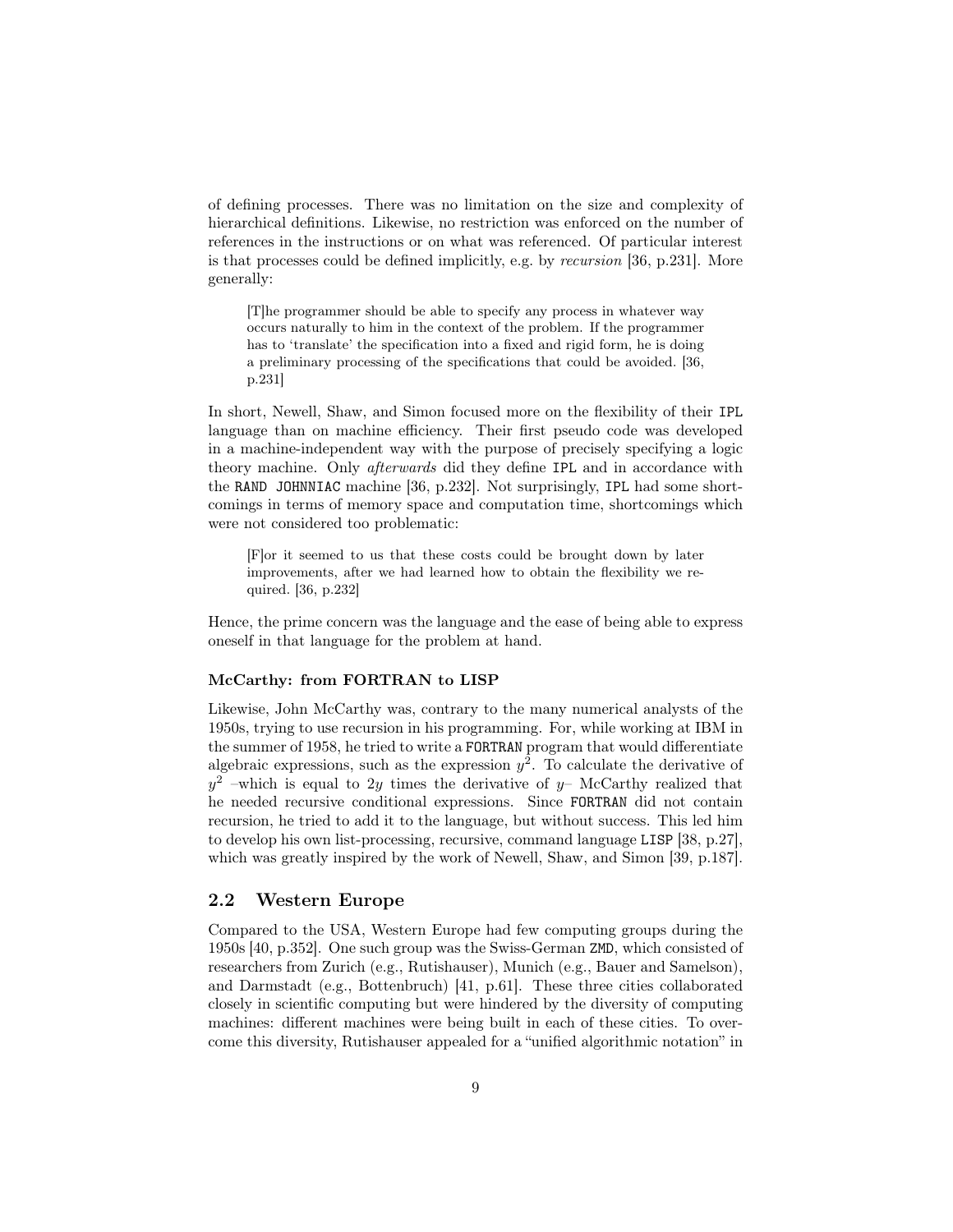of defining processes. There was no limitation on the size and complexity of hierarchical definitions. Likewise, no restriction was enforced on the number of references in the instructions or on what was referenced. Of particular interest is that processes could be defined implicitly, e.g. by *recursion* [36, p.231]. More generally:

> [T]he programmer should be able to specify any process in whatever way occurs naturally to him in the context of the problem. If the programmer has to 'translate' the specification into a fixed and rigid form, he is doing a preliminary processing of the specifications that could be avoided. [36, p.231]

In short, Newell, Shaw, and Simon focused more on the flexibility of their `IPL` language than on machine efficiency. Their first pseudo code was developed in a machine-independent way with the purpose of precisely specifying a logic theory machine. Only *afterwards* did they define `IPL` and in accordance with the `RAND JOHNNIAC` machine [36, p.232]. Not surprisingly, `IPL` had some shortcomings in terms of memory space and computation time, shortcomings which were not considered too problematic:

> [F]or it seemed to us that these costs could be brought down by later improvements, after we had learned how to obtain the flexibility we required. [36, p.232]

Hence, the prime concern was the language and the ease of being able to express oneself in that language for the problem at hand.

#### McCarthy: from FORTRAN to LISP

Likewise, John McCarthy was, contrary to the many numerical analysts of the 1950s, trying to use recursion in his programming. For, while working at IBM in the summer of 1958, he tried to write a `FORTRAN` program that would differentiate algebraic expressions, such as the expression $y^2$. To calculate the derivative of $y^2$ –which is equal to $2y$ times the derivative of $y$– McCarthy realized that he needed recursive conditional expressions. Since `FORTRAN` did not contain recursion, he tried to add it to the language, but without success. This led him to develop his own list-processing, recursive, command language `LISP` [38, p.27], which was greatly inspired by the work of Newell, Shaw, and Simon [39, p.187].

## 2.2 Western Europe

Compared to the USA, Western Europe had few computing groups during the 1950s [40, p.352]. One such group was the Swiss-German `ZMD`, which consisted of researchers from Zurich (e.g., Rutishauser), Munich (e.g., Bauer and Samelson), and Darmstadt (e.g., Bottenbruch) [41, p.61]. These three cities collaborated closely in scientific computing but were hindered by the diversity of computing machines: different machines were being built in each of these cities. To overcome this diversity, Rutishauser appealed for a "unified algorithmic notation" in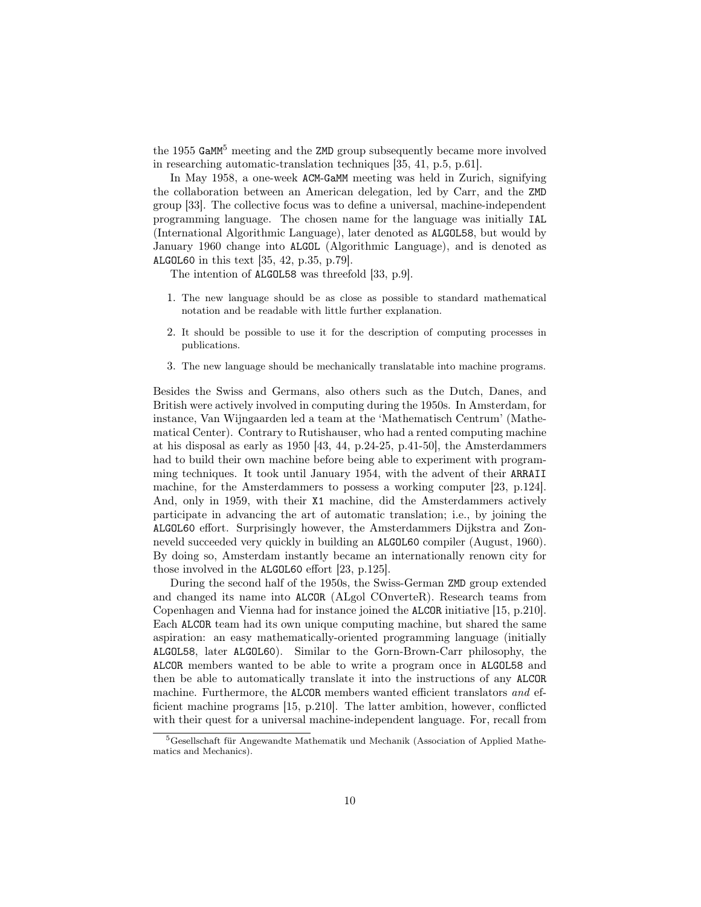the 1955 GaMM[5] meeting and the ZMD group subsequently became more involved in researching automatic-translation techniques [35, 41, p.5, p.61].

In May 1958, a one-week ACM-GaMM meeting was held in Zurich, signifying the collaboration between an American delegation, led by Carr, and the ZMD group [33]. The collective focus was to define a universal, machine-independent programming language. The chosen name for the language was initially IAL (International Algorithmic Language), later denoted as ALGOL58, but would by January 1960 change into ALGOL (Algorithmic Language), and is denoted as ALGOL60 in this text [35, 42, p.35, p.79].

The intention of ALGOL58 was threefold [33, p.9].

1. The new language should be as close as possible to standard mathematical notation and be readable with little further explanation.
2. It should be possible to use it for the description of computing processes in publications.
3. The new language should be mechanically translatable into machine programs.

Besides the Swiss and Germans, also others such as the Dutch, Danes, and British were actively involved in computing during the 1950s. In Amsterdam, for instance, Van Wijngaarden led a team at the 'Mathematisch Centrum' (Mathematical Center). Contrary to Rutishauser, who had a rented computing machine at his disposal as early as 1950 [43, 44, p.24-25, p.41-50], the Amsterdammers had to build their own machine before being able to experiment with programming techniques. It took until January 1954, with the advent of their ARRAII machine, for the Amsterdammers to possess a working computer [23, p.124]. And, only in 1959, with their X1 machine, did the Amsterdammers actively participate in advancing the art of automatic translation; i.e., by joining the ALGOL60 effort. Surprisingly however, the Amsterdammers Dijkstra and Zonneveld succeeded very quickly in building an ALGOL60 compiler (August, 1960). By doing so, Amsterdam instantly became an internationally renown city for those involved in the ALGOL60 effort [23, p.125].

During the second half of the 1950s, the Swiss-German ZMD group extended and changed its name into ALCOR (ALgol COnverteR). Research teams from Copenhagen and Vienna had for instance joined the ALCOR initiative [15, p.210]. Each ALCOR team had its own unique computing machine, but shared the same aspiration: an easy mathematically-oriented programming language (initially ALGOL58, later ALGOL60). Similar to the Gorn-Brown-Carr philosophy, the ALCOR members wanted to be able to write a program once in ALGOL58 and then be able to automatically translate it into the instructions of any ALCOR machine. Furthermore, the ALCOR members wanted efficient translators *and* efficient machine programs [15, p.210]. The latter ambition, however, conflicted with their quest for a universal machine-independent language. For, recall from

[5] Gesellschaft für Angewandte Mathematik und Mechanik (Association of Applied Mathematics and Mechanics).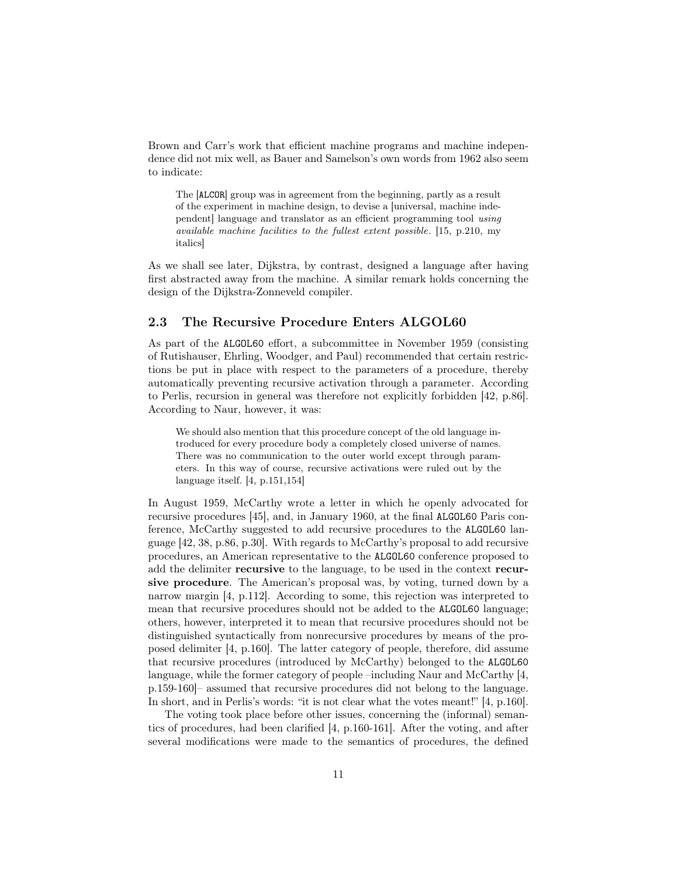Brown and Carr's work that efficient machine programs and machine independence did not mix well, as Bauer and Samelson's own words from 1962 also seem to indicate:

> The [ALCOR] group was in agreement from the beginning, partly as a result of the experiment in machine design, to devise a [universal, machine independent] language and translator as an efficient programming tool *using available machine facilities to the fullest extent possible*. [15, p.210, my italics]

As we shall see later, Dijkstra, by contrast, designed a language after having first abstracted away from the machine. A similar remark holds concerning the design of the Dijkstra-Zonneveld compiler.

## 2.3 The Recursive Procedure Enters ALGOL60

As part of the ALGOL60 effort, a subcommittee in November 1959 (consisting of Rutishauser, Ehrling, Woodger, and Paul) recommended that certain restrictions be put in place with respect to the parameters of a procedure, thereby automatically preventing recursive activation through a parameter. According to Perlis, recursion in general was therefore not explicitly forbidden [42, p.86]. According to Naur, however, it was:

> We should also mention that this procedure concept of the old language introduced for every procedure body a completely closed universe of names. There was no communication to the outer world except through parameters. In this way of course, recursive activations were ruled out by the language itself. [4, p.151,154]

In August 1959, McCarthy wrote a letter in which he openly advocated for recursive procedures [45], and, in January 1960, at the final ALGOL60 Paris conference, McCarthy suggested to add recursive procedures to the ALGOL60 language [42, 38, p.86, p.30]. With regards to McCarthy's proposal to add recursive procedures, an American representative to the ALGOL60 conference proposed to add the delimiter **recursive** to the language, to be used in the context **recursive procedure**. The American's proposal was, by voting, turned down by a narrow margin [4, p.112]. According to some, this rejection was interpreted to mean that recursive procedures should not be added to the ALGOL60 language; others, however, interpreted it to mean that recursive procedures should not be distinguished syntactically from nonrecursive procedures by means of the proposed delimiter [4, p.160]. The latter category of people, therefore, did assume that recursive procedures (introduced by McCarthy) belonged to the ALGOL60 language, while the former category of people –including Naur and McCarthy [4, p.159-160]– assumed that recursive procedures did not belong to the language. In short, and in Perlis's words: "it is not clear what the votes meant!" [4, p.160].

The voting took place before other issues, concerning the (informal) semantics of procedures, had been clarified [4, p.160-161]. After the voting, and after several modifications were made to the semantics of procedures, the defined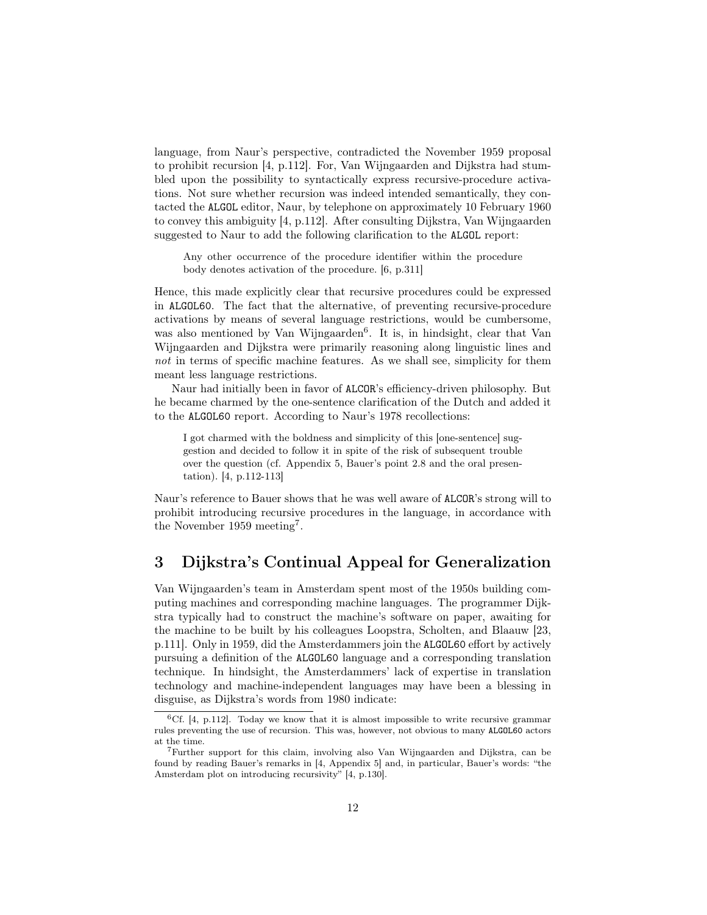language, from Naur's perspective, contradicted the November 1959 proposal to prohibit recursion [4, p.112]. For, Van Wijngaarden and Dijkstra had stumbled upon the possibility to syntactically express recursive-procedure activations. Not sure whether recursion was indeed intended semantically, they contacted the ALGOL editor, Naur, by telephone on approximately 10 February 1960 to convey this ambiguity [4, p.112]. After consulting Dijkstra, Van Wijngaarden suggested to Naur to add the following clarification to the ALGOL report:

> Any other occurrence of the procedure identifier within the procedure body denotes activation of the procedure. [6, p.311]

Hence, this made explicitly clear that recursive procedures could be expressed in ALGOL60. The fact that the alternative, of preventing recursive-procedure activations by means of several language restrictions, would be cumbersome, was also mentioned by Van Wijngaarden[6]. It is, in hindsight, clear that Van Wijngaarden and Dijkstra were primarily reasoning along linguistic lines and *not* in terms of specific machine features. As we shall see, simplicity for them meant less language restrictions.

Naur had initially been in favor of ALCOR's efficiency-driven philosophy. But he became charmed by the one-sentence clarification of the Dutch and added it to the ALGOL60 report. According to Naur's 1978 recollections:

> I got charmed with the boldness and simplicity of this [one-sentence] suggestion and decided to follow it in spite of the risk of subsequent trouble over the question (cf. Appendix 5, Bauer's point 2.8 and the oral presentation). [4, p.112-113]

Naur's reference to Bauer shows that he was well aware of ALCOR's strong will to prohibit introducing recursive procedures in the language, in accordance with the November 1959 meeting[7].

## 3 Dijkstra's Continual Appeal for Generalization

Van Wijngaarden's team in Amsterdam spent most of the 1950s building computing machines and corresponding machine languages. The programmer Dijkstra typically had to construct the machine's software on paper, awaiting for the machine to be built by his colleagues Loopstra, Scholten, and Blaauw [23, p.111]. Only in 1959, did the Amsterdammers join the ALGOL60 effort by actively pursuing a definition of the ALGOL60 language and a corresponding translation technique. In hindsight, the Amsterdammers' lack of expertise in translation technology and machine-independent languages may have been a blessing in disguise, as Dijkstra's words from 1980 indicate:

---

[6] Cf. [4, p.112]. Today we know that it is almost impossible to write recursive grammar rules preventing the use of recursion. This was, however, not obvious to many ALGOL60 actors at the time.

[7] Further support for this claim, involving also Van Wijngaarden and Dijkstra, can be found by reading Bauer's remarks in [4, Appendix 5] and, in particular, Bauer's words: "the Amsterdam plot on introducing recursivity" [4, p.130].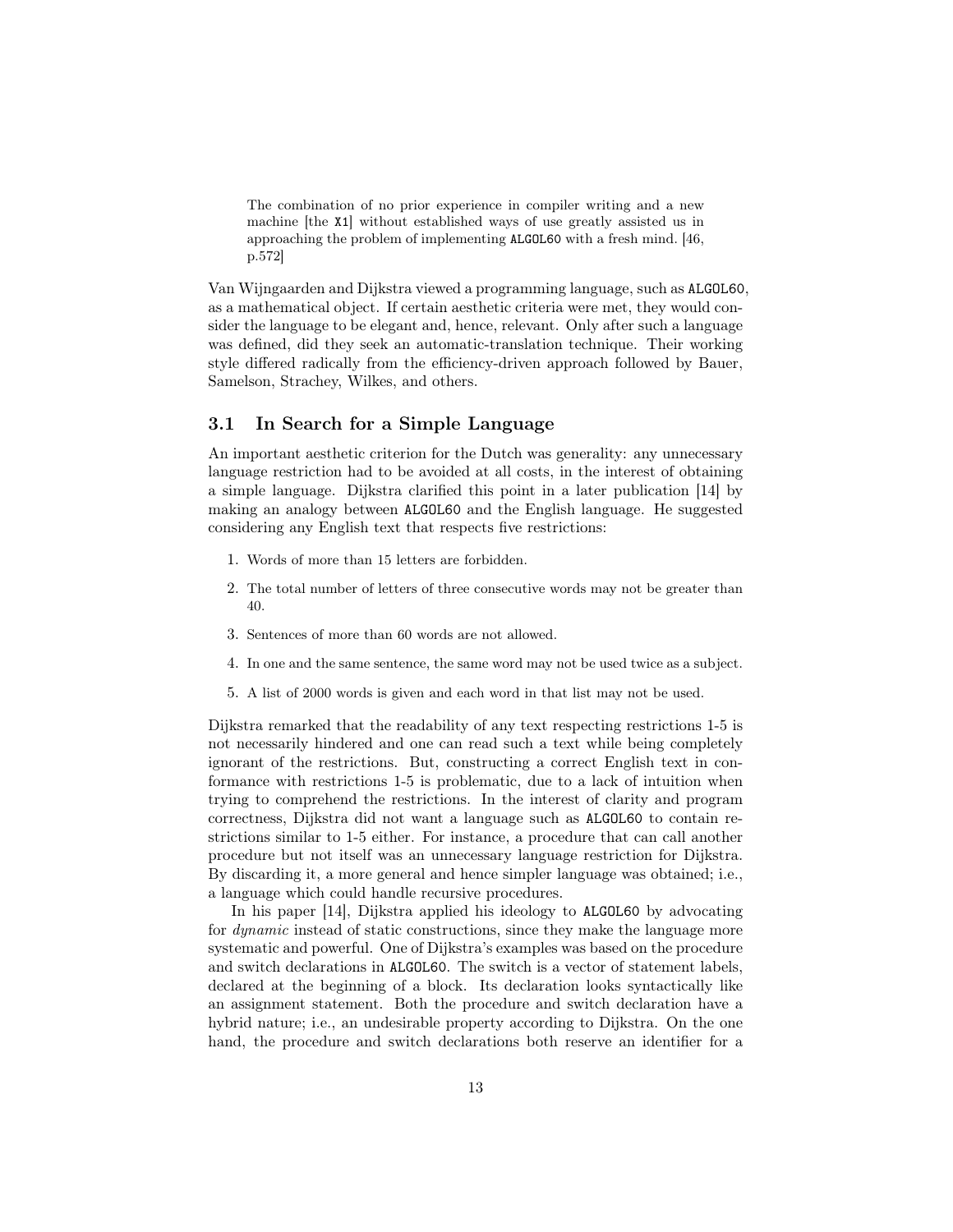> The combination of no prior experience in compiler writing and a new machine [the X1] without established ways of use greatly assisted us in approaching the problem of implementing ALGOL60 with a fresh mind. [46, p.572]

Van Wijngaarden and Dijkstra viewed a programming language, such as ALGOL60, as a mathematical object. If certain aesthetic criteria were met, they would consider the language to be elegant and, hence, relevant. Only after such a language was defined, did they seek an automatic-translation technique. Their working style differed radically from the efficiency-driven approach followed by Bauer, Samelson, Strachey, Wilkes, and others.

### 3.1 In Search for a Simple Language

An important aesthetic criterion for the Dutch was generality: any unnecessary language restriction had to be avoided at all costs, in the interest of obtaining a simple language. Dijkstra clarified this point in a later publication [14] by making an analogy between ALGOL60 and the English language. He suggested considering any English text that respects five restrictions:

1. Words of more than 15 letters are forbidden.
2. The total number of letters of three consecutive words may not be greater than 40.
3. Sentences of more than 60 words are not allowed.
4. In one and the same sentence, the same word may not be used twice as a subject.
5. A list of 2000 words is given and each word in that list may not be used.

Dijkstra remarked that the readability of any text respecting restrictions 1-5 is not necessarily hindered and one can read such a text while being completely ignorant of the restrictions. But, constructing a correct English text in conformance with restrictions 1-5 is problematic, due to a lack of intuition when trying to comprehend the restrictions. In the interest of clarity and program correctness, Dijkstra did not want a language such as ALGOL60 to contain restrictions similar to 1-5 either. For instance, a procedure that can call another procedure but not itself was an unnecessary language restriction for Dijkstra. By discarding it, a more general and hence simpler language was obtained; i.e., a language which could handle recursive procedures.

In his paper [14], Dijkstra applied his ideology to ALGOL60 by advocating for *dynamic* instead of static constructions, since they make the language more systematic and powerful. One of Dijkstra's examples was based on the procedure and switch declarations in ALGOL60. The switch is a vector of statement labels, declared at the beginning of a block. Its declaration looks syntactically like an assignment statement. Both the procedure and switch declaration have a hybrid nature; i.e., an undesirable property according to Dijkstra. On the one hand, the procedure and switch declarations both reserve an identifier for a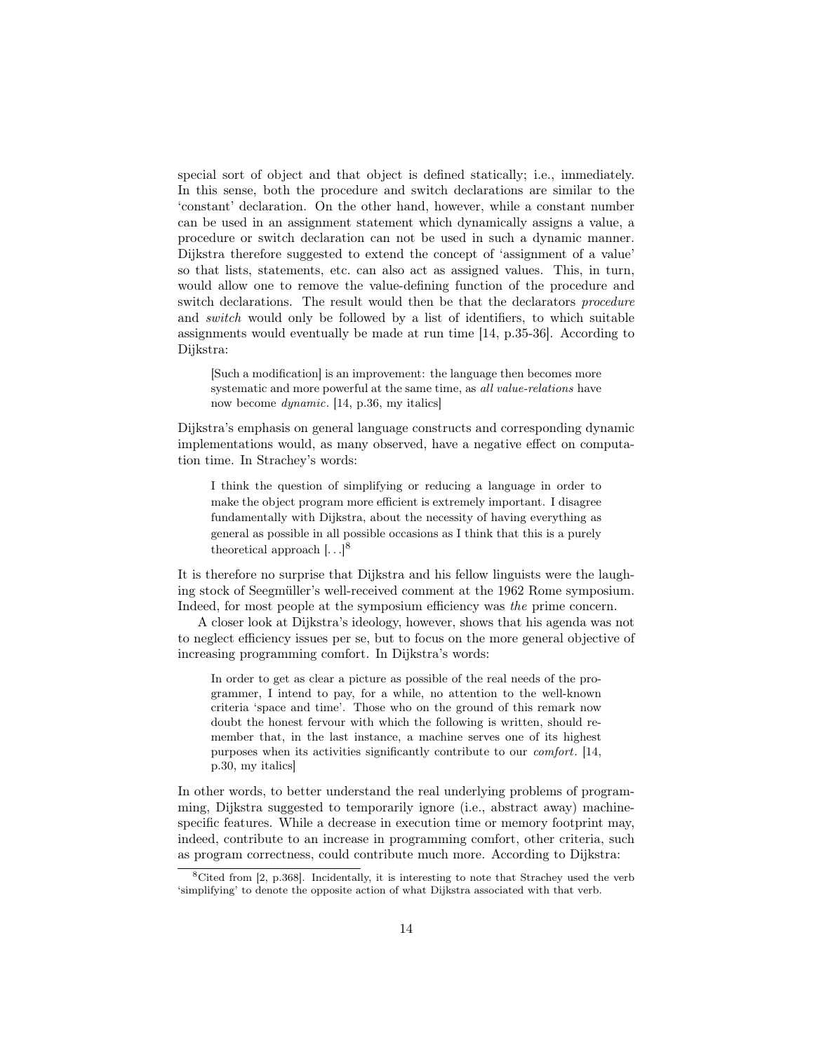special sort of object and that object is defined statically; i.e., immediately. In this sense, both the procedure and switch declarations are similar to the 'constant' declaration. On the other hand, however, while a constant number can be used in an assignment statement which dynamically assigns a value, a procedure or switch declaration can not be used in such a dynamic manner. Dijkstra therefore suggested to extend the concept of 'assignment of a value' so that lists, statements, etc. can also act as assigned values. This, in turn, would allow one to remove the value-defining function of the procedure and switch declarations. The result would then be that the declarators *procedure* and *switch* would only be followed by a list of identifiers, to which suitable assignments would eventually be made at run time [14, p.35-36]. According to Dijkstra:

> [Such a modification] is an improvement: the language then becomes more systematic and more powerful at the same time, as *all value-relations* have now become *dynamic*. [14, p.36, my italics]

Dijkstra's emphasis on general language constructs and corresponding dynamic implementations would, as many observed, have a negative effect on computation time. In Strachey's words:

> I think the question of simplifying or reducing a language in order to make the object program more efficient is extremely important. I disagree fundamentally with Dijkstra, about the necessity of having everything as general as possible in all possible occasions as I think that this is a purely theoretical approach [...][8]

It is therefore no surprise that Dijkstra and his fellow linguists were the laughing stock of Seegmüller's well-received comment at the 1962 Rome symposium. Indeed, for most people at the symposium efficiency was *the* prime concern.

A closer look at Dijkstra's ideology, however, shows that his agenda was not to neglect efficiency issues per se, but to focus on the more general objective of increasing programming comfort. In Dijkstra's words:

> In order to get as clear a picture as possible of the real needs of the programmer, I intend to pay, for a while, no attention to the well-known criteria 'space and time'. Those who on the ground of this remark now doubt the honest fervour with which the following is written, should remember that, in the last instance, a machine serves one of its highest purposes when its activities significantly contribute to our *comfort*. [14, p.30, my italics]

In other words, to better understand the real underlying problems of programming, Dijkstra suggested to temporarily ignore (i.e., abstract away) machine-specific features. While a decrease in execution time or memory footprint may, indeed, contribute to an increase in programming comfort, other criteria, such as program correctness, could contribute much more. According to Dijkstra:

[8] Cited from [2, p.368]. Incidentally, it is interesting to note that Strachey used the verb 'simplifying' to denote the opposite action of what Dijkstra associated with that verb.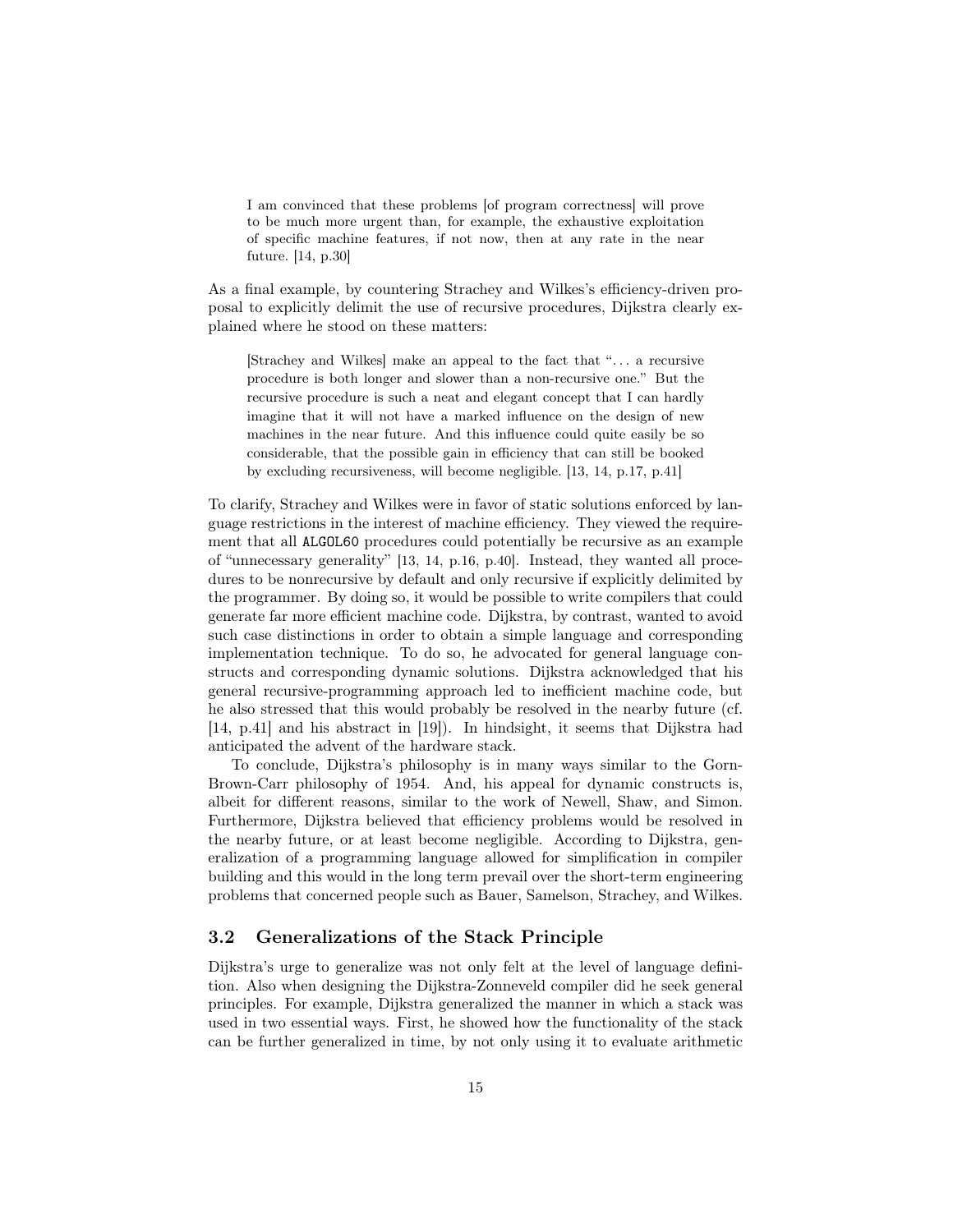> I am convinced that these problems [of program correctness] will prove to be much more urgent than, for example, the exhaustive exploitation of specific machine features, if not now, then at any rate in the near future. [14, p.30]

As a final example, by countering Strachey and Wilkes's efficiency-driven proposal to explicitly delimit the use of recursive procedures, Dijkstra clearly explained where he stood on these matters:

> [Strachey and Wilkes] make an appeal to the fact that "... a recursive procedure is both longer and slower than a non-recursive one." But the recursive procedure is such a neat and elegant concept that I can hardly imagine that it will not have a marked influence on the design of new machines in the near future. And this influence could quite easily be so considerable, that the possible gain in efficiency that can still be booked by excluding recursiveness, will become negligible. [13, 14, p.17, p.41]

To clarify, Strachey and Wilkes were in favor of static solutions enforced by language restrictions in the interest of machine efficiency. They viewed the requirement that all ALGOL60 procedures could potentially be recursive as an example of "unnecessary generality" [13, 14, p.16, p.40]. Instead, they wanted all procedures to be nonrecursive by default and only recursive if explicitly delimited by the programmer. By doing so, it would be possible to write compilers that could generate far more efficient machine code. Dijkstra, by contrast, wanted to avoid such case distinctions in order to obtain a simple language and corresponding implementation technique. To do so, he advocated for general language constructs and corresponding dynamic solutions. Dijkstra acknowledged that his general recursive-programming approach led to inefficient machine code, but he also stressed that this would probably be resolved in the nearby future (cf. [14, p.41] and his abstract in [19]). In hindsight, it seems that Dijkstra had anticipated the advent of the hardware stack.

To conclude, Dijkstra's philosophy is in many ways similar to the Gorn-Brown-Carr philosophy of 1954. And, his appeal for dynamic constructs is, albeit for different reasons, similar to the work of Newell, Shaw, and Simon. Furthermore, Dijkstra believed that efficiency problems would be resolved in the nearby future, or at least become negligible. According to Dijkstra, generalization of a programming language allowed for simplification in compiler building and this would in the long term prevail over the short-term engineering problems that concerned people such as Bauer, Samelson, Strachey, and Wilkes.

### 3.2 Generalizations of the Stack Principle

Dijkstra's urge to generalize was not only felt at the level of language definition. Also when designing the Dijkstra-Zonneveld compiler did he seek general principles. For example, Dijkstra generalized the manner in which a stack was used in two essential ways. First, he showed how the functionality of the stack can be further generalized in time, by not only using it to evaluate arithmetic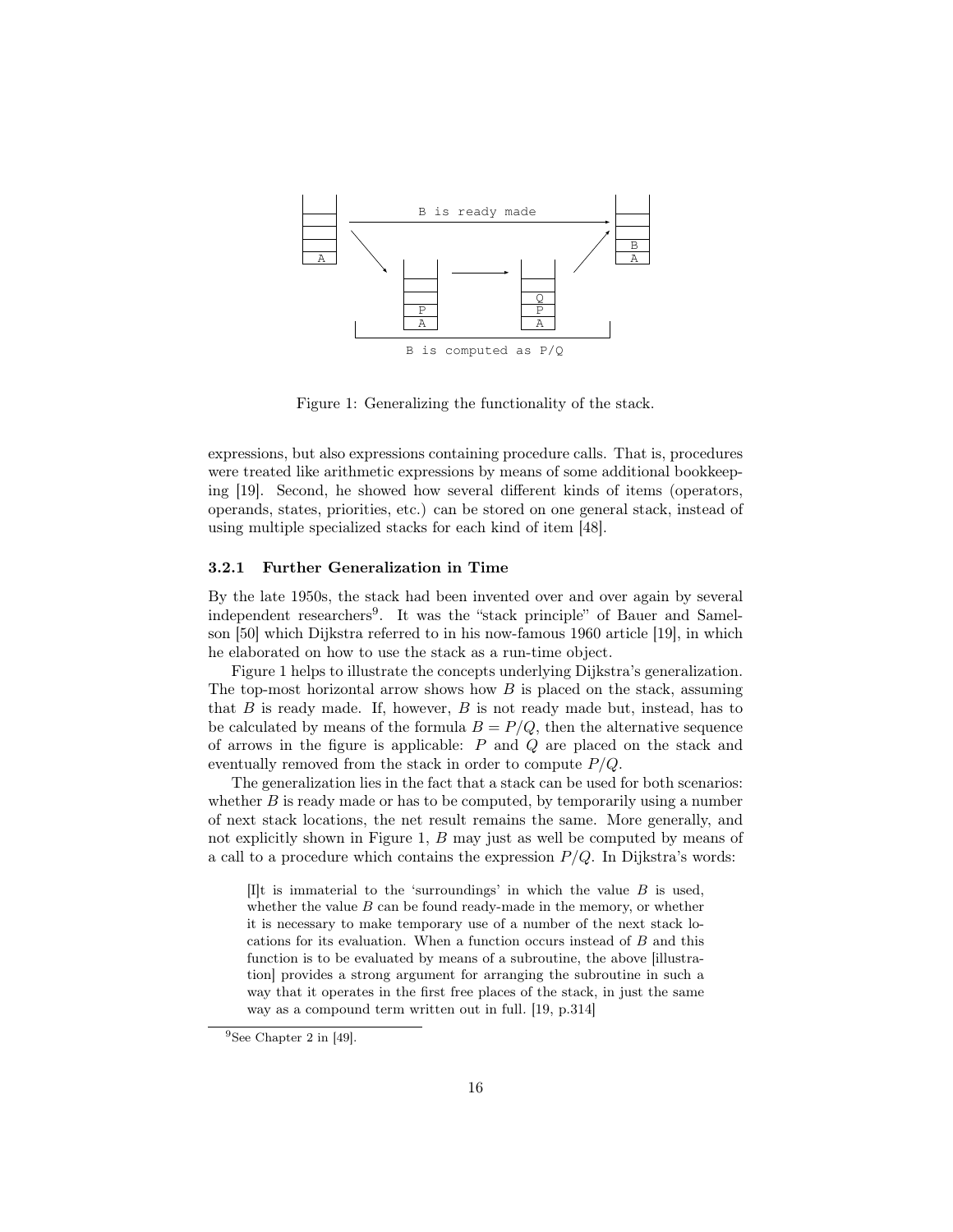Figure 1: Generalizing the functionality of the stack.

expressions, but also expressions containing procedure calls. That is, procedures were treated like arithmetic expressions by means of some additional bookkeeping [19]. Second, he showed how several different kinds of items (operators, operands, states, priorities, etc.) can be stored on one general stack, instead of using multiple specialized stacks for each kind of item [48].

### 3.2.1 Further Generalization in Time

By the late 1950s, the stack had been invented over and over again by several independent researchers[9]. It was the "stack principle" of Bauer and Samelson [50] which Dijkstra referred to in his now-famous 1960 article [19], in which he elaborated on how to use the stack as a run-time object.

Figure 1 helps to illustrate the concepts underlying Dijkstra's generalization. The top-most horizontal arrow shows how $B$ is placed on the stack, assuming that $B$ is ready made. If, however, $B$ is not ready made but, instead, has to be calculated by means of the formula $B = P/Q$, then the alternative sequence of arrows in the figure is applicable: $P$ and $Q$ are placed on the stack and eventually removed from the stack in order to compute $P/Q$.

The generalization lies in the fact that a stack can be used for both scenarios: whether $B$ is ready made or has to be computed, by temporarily using a number of next stack locations, the net result remains the same. More generally, and not explicitly shown in Figure 1, $B$ may just as well be computed by means of a call to a procedure which contains the expression $P/Q$. In Dijkstra's words:

> [I]t is immaterial to the 'surroundings' in which the value $B$ is used, whether the value $B$ can be found ready-made in the memory, or whether it is necessary to make temporary use of a number of the next stack locations for its evaluation. When a function occurs instead of $B$ and this function is to be evaluated by means of a subroutine, the above [illustration] provides a strong argument for arranging the subroutine in such a way that it operates in the first free places of the stack, in just the same way as a compound term written out in full. [19, p.314]

[9] See Chapter 2 in [49].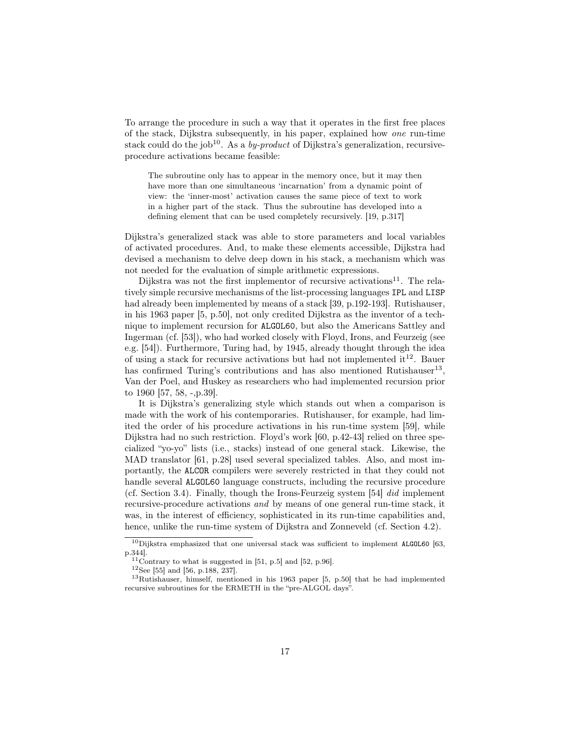To arrange the procedure in such a way that it operates in the first free places of the stack, Dijkstra subsequently, in his paper, explained how *one* run-time stack could do the job[10]. As a *by-product* of Dijkstra's generalization, recursive-procedure activations became feasible:

> The subroutine only has to appear in the memory once, but it may then have more than one simultaneous 'incarnation' from a dynamic point of view: the 'inner-most' activation causes the same piece of text to work in a higher part of the stack. Thus the subroutine has developed into a defining element that can be used completely recursively. [19, p.317]

Dijkstra's generalized stack was able to store parameters and local variables of activated procedures. And, to make these elements accessible, Dijkstra had devised a mechanism to delve deep down in his stack, a mechanism which was not needed for the evaluation of simple arithmetic expressions.

Dijkstra was not the first implementor of recursive activations[11]. The relatively simple recursive mechanisms of the list-processing languages `IPL` and `LISP` had already been implemented by means of a stack [39, p.192-193]. Rutishauser, in his 1963 paper [5, p.50], not only credited Dijkstra as the inventor of a technique to implement recursion for `ALGOL60`, but also the Americans Sattley and Ingerman (cf. [53]), who had worked closely with Floyd, Irons, and Feurzeig (see e.g. [54]). Furthermore, Turing had, by 1945, already thought through the idea of using a stack for recursive activations but had not implemented it[12]. Bauer has confirmed Turing's contributions and has also mentioned Rutishauser[13], Van der Poel, and Huskey as researchers who had implemented recursion prior to 1960 [57, 58, -,p.39].

It is Dijkstra's generalizing style which stands out when a comparison is made with the work of his contemporaries. Rutishauser, for example, had limited the order of his procedure activations in his run-time system [59], while Dijkstra had no such restriction. Floyd's work [60, p.42-43] relied on three specialized "yo-yo" lists (i.e., stacks) instead of one general stack. Likewise, the MAD translator [61, p.28] used several specialized tables. Also, and most importantly, the `ALCOR` compilers were severely restricted in that they could not handle several `ALGOL60` language constructs, including the recursive procedure (cf. Section 3.4). Finally, though the Irons-Feurzeig system [54] *did* implement recursive-procedure activations *and* by means of one general run-time stack, it was, in the interest of efficiency, sophisticated in its run-time capabilities and, hence, unlike the run-time system of Dijkstra and Zonneveld (cf. Section 4.2).

---

[10] Dijkstra emphasized that one universal stack was sufficient to implement `ALGOL60` [63, p.344].

[11] Contrary to what is suggested in [51, p.5] and [52, p.96].

[12] See [55] and [56, p.188, 237].

[13] Rutishauser, himself, mentioned in his 1963 paper [5, p.50] that he had implemented recursive subroutines for the ERMETH in the "pre-ALGOL days".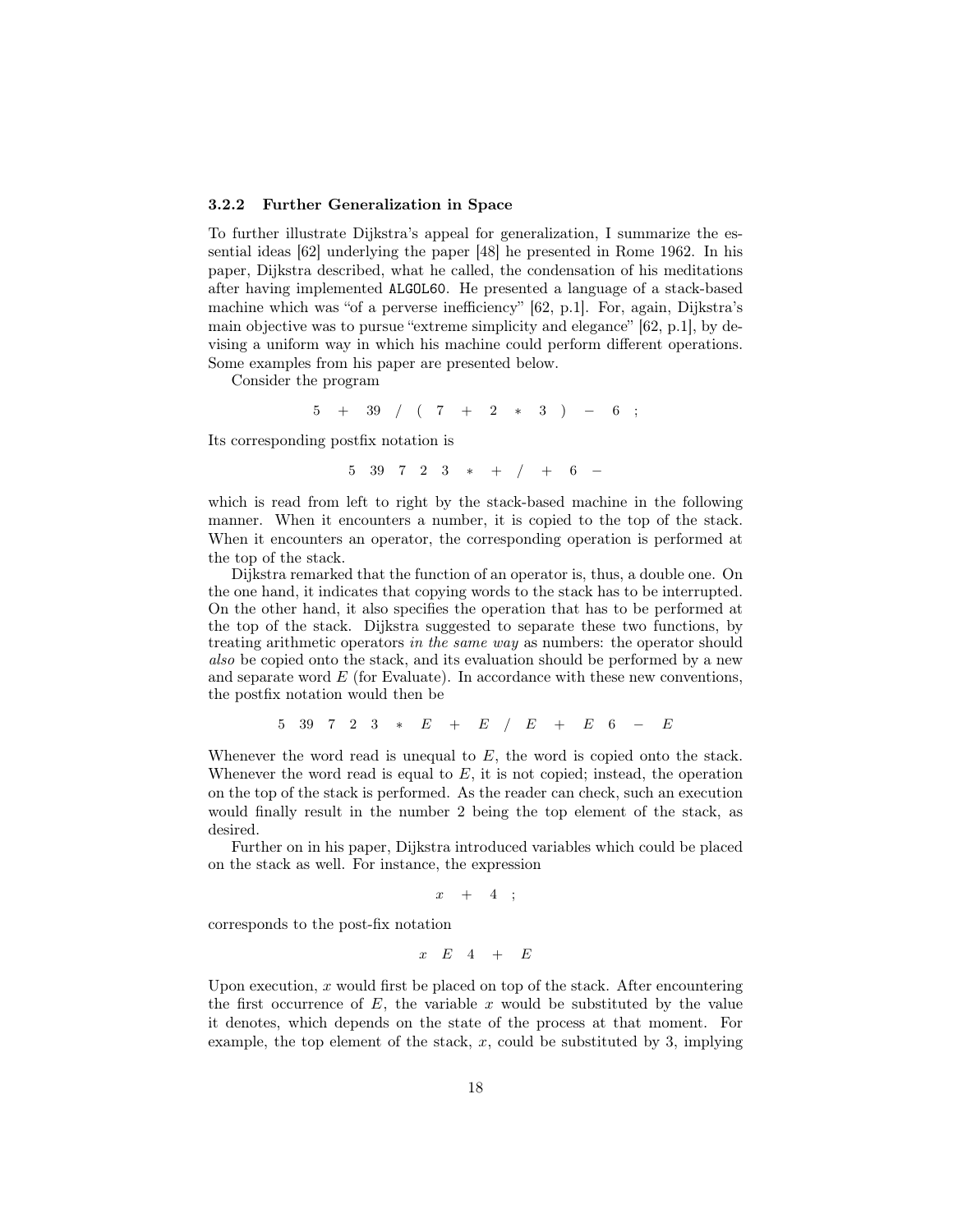### 3.2.2 Further Generalization in Space

To further illustrate Dijkstra's appeal for generalization, I summarize the essential ideas [62] underlying the paper [48] he presented in Rome 1962. In his paper, Dijkstra described, what he called, the condensation of his meditations after having implemented `ALGOL60`. He presented a language of a stack-based machine which was "of a perverse inefficiency" [62, p.1]. For, again, Dijkstra's main objective was to pursue "extreme simplicity and elegance" [62, p.1], by devising a uniform way in which his machine could perform different operations. Some examples from his paper are presented below.

Consider the program

$$5 \quad + \quad 39 \quad / \quad ( \quad 7 \quad + \quad 2 \quad * \quad 3 \quad ) \quad - \quad 6 \quad ;$$

Its corresponding postfix notation is

$$5 \quad 39 \quad 7 \quad 2 \quad 3 \quad * \quad + \quad / \quad + \quad 6 \quad -$$

which is read from left to right by the stack-based machine in the following manner. When it encounters a number, it is copied to the top of the stack. When it encounters an operator, the corresponding operation is performed at the top of the stack.

Dijkstra remarked that the function of an operator is, thus, a double one. On the one hand, it indicates that copying words to the stack has to be interrupted. On the other hand, it also specifies the operation that has to be performed at the top of the stack. Dijkstra suggested to separate these two functions, by treating arithmetic operators *in the same way* as numbers: the operator should *also* be copied onto the stack, and its evaluation should be performed by a new and separate word $E$ (for Evaluate). In accordance with these new conventions, the postfix notation would then be

$$5 \quad 39 \quad 7 \quad 2 \quad 3 \quad * \quad E \quad + \quad E \quad / \quad E \quad + \quad E \quad 6 \quad - \quad E$$

Whenever the word read is unequal to $E$, the word is copied onto the stack. Whenever the word read is equal to $E$, it is not copied; instead, the operation on the top of the stack is performed. As the reader can check, such an execution would finally result in the number 2 being the top element of the stack, as desired.

Further on in his paper, Dijkstra introduced variables which could be placed on the stack as well. For instance, the expression

$$x \quad + \quad 4 \quad ;$$

corresponds to the post-fix notation

$$x \quad E \quad 4 \quad + \quad E$$

Upon execution, $x$ would first be placed on top of the stack. After encountering the first occurrence of $E$, the variable $x$ would be substituted by the value it denotes, which depends on the state of the process at that moment. For example, the top element of the stack, $x$, could be substituted by 3, implying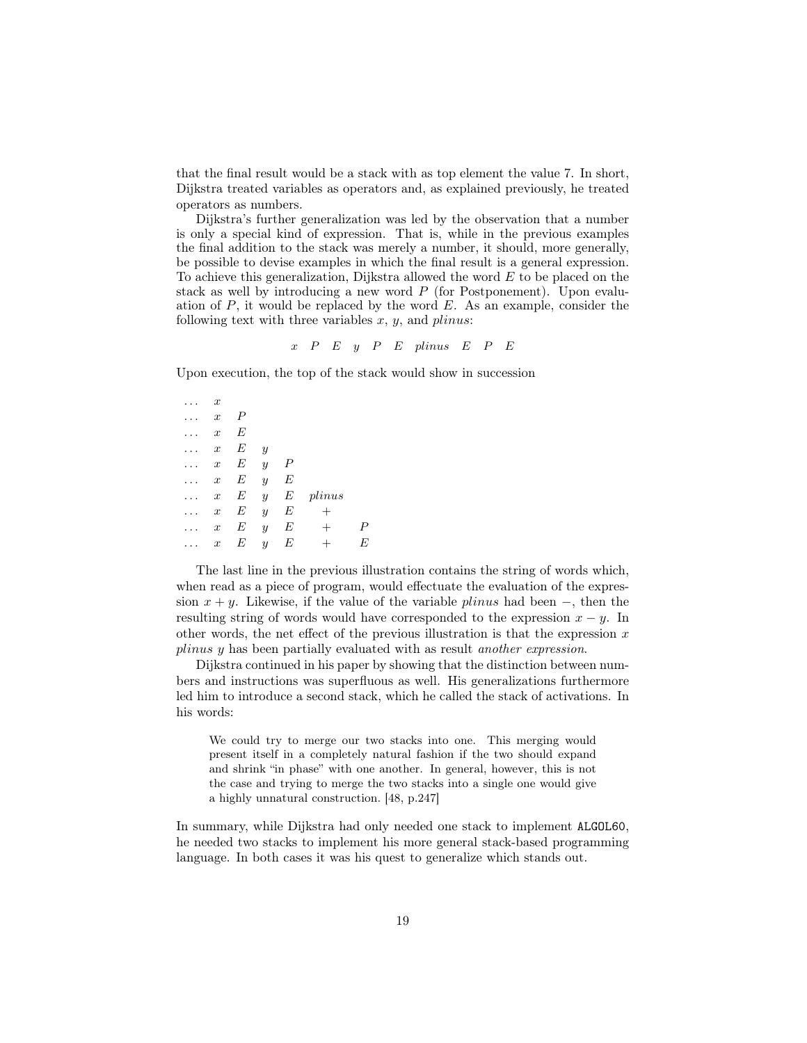that the final result would be a stack with as top element the value 7. In short, Dijkstra treated variables as operators and, as explained previously, he treated operators as numbers.

Dijkstra's further generalization was led by the observation that a number is only a special kind of expression. That is, while in the previous examples the final addition to the stack was merely a number, it should, more generally, be possible to devise examples in which the final result is a general expression. To achieve this generalization, Dijkstra allowed the word $E$ to be placed on the stack as well by introducing a new word $P$ (for Postponement). Upon evaluation of $P$, it would be replaced by the word $E$. As an example, consider the following text with three variables $x$, $y$, and *plinus*:

$$x \quad P \quad E \quad y \quad P \quad E \quad plinus \quad E \quad P \quad E$$

Upon execution, the top of the stack would show in succession

$$
\begin{array}{llllll}
\ldots & x & & & & \\
\ldots & x & P & & & \\
\ldots & x & E & & & \\
\ldots & x & E & y & & \\
\ldots & x & E & y & P & \\
\ldots & x & E & y & E & \\
\ldots & x & E & y & E & plinus \\
\ldots & x & E & y & E & + \\
\ldots & x & E & y & E & + \quad P \\
\ldots & x & E & y & E & + \quad E
\end{array}
$$

The last line in the previous illustration contains the string of words which, when read as a piece of program, would effectuate the evaluation of the expression $x + y$. Likewise, if the value of the variable *plinus* had been $-$, then the resulting string of words would have corresponded to the expression $x - y$. In other words, the net effect of the previous illustration is that the expression $x$ *plinus* $y$ has been partially evaluated with as result *another expression*.

Dijkstra continued in his paper by showing that the distinction between numbers and instructions was superfluous as well. His generalizations furthermore led him to introduce a second stack, which he called the stack of activations. In his words:

> We could try to merge our two stacks into one. This merging would present itself in a completely natural fashion if the two should expand and shrink "in phase" with one another. In general, however, this is not the case and trying to merge the two stacks into a single one would give a highly unnatural construction. [48, p.247]

In summary, while Dijkstra had only needed one stack to implement `ALGOL60`, he needed two stacks to implement his more general stack-based programming language. In both cases it was his quest to generalize which stands out.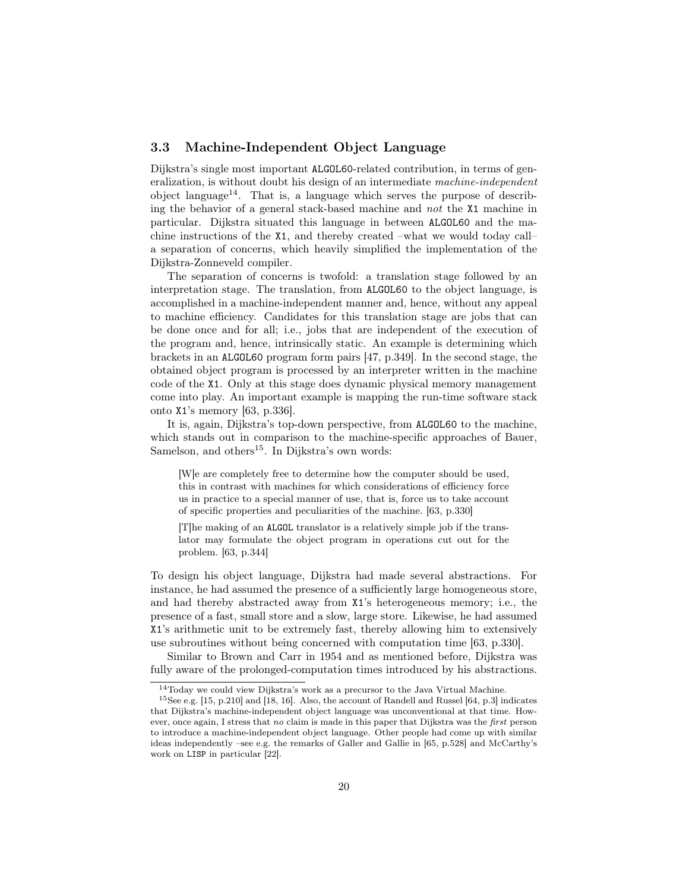### 3.3 Machine-Independent Object Language

Dijkstra's single most important ALGOL60-related contribution, in terms of generalization, is without doubt his design of an intermediate *machine-independent* object language[14]. That is, a language which serves the purpose of describing the behavior of a general stack-based machine and *not* the X1 machine in particular. Dijkstra situated this language in between ALGOL60 and the machine instructions of the X1, and thereby created –what we would today call– a separation of concerns, which heavily simplified the implementation of the Dijkstra-Zonneveld compiler.

The separation of concerns is twofold: a translation stage followed by an interpretation stage. The translation, from ALGOL60 to the object language, is accomplished in a machine-independent manner and, hence, without any appeal to machine efficiency. Candidates for this translation stage are jobs that can be done once and for all; i.e., jobs that are independent of the execution of the program and, hence, intrinsically static. An example is determining which brackets in an ALGOL60 program form pairs [47, p.349]. In the second stage, the obtained object program is processed by an interpreter written in the machine code of the X1. Only at this stage does dynamic physical memory management come into play. An important example is mapping the run-time software stack onto X1's memory [63, p.336].

It is, again, Dijkstra's top-down perspective, from ALGOL60 to the machine, which stands out in comparison to the machine-specific approaches of Bauer, Samelson, and others[15]. In Dijkstra's own words:

> [W]e are completely free to determine how the computer should be used, this in contrast with machines for which considerations of efficiency force us in practice to a special manner of use, that is, force us to take account of specific properties and peculiarities of the machine. [63, p.330]
>
> [T]he making of an ALGOL translator is a relatively simple job if the translator may formulate the object program in operations cut out for the problem. [63, p.344]

To design his object language, Dijkstra had made several abstractions. For instance, he had assumed the presence of a sufficiently large homogeneous store, and had thereby abstracted away from X1's heterogeneous memory; i.e., the presence of a fast, small store and a slow, large store. Likewise, he had assumed X1's arithmetic unit to be extremely fast, thereby allowing him to extensively use subroutines without being concerned with computation time [63, p.330].

Similar to Brown and Carr in 1954 and as mentioned before, Dijkstra was fully aware of the prolonged-computation times introduced by his abstractions.

---

[14] Today we could view Dijkstra's work as a precursor to the Java Virtual Machine.

[15] See e.g. [15, p.210] and [18, 16]. Also, the account of Randell and Russel [64, p.3] indicates that Dijkstra's machine-independent object language was unconventional at that time. However, once again, I stress that *no* claim is made in this paper that Dijkstra was the *first* person to introduce a machine-independent object language. Other people had come up with similar ideas independently –see e.g. the remarks of Galler and Gallie in [65, p.528] and McCarthy's work on LISP in particular [22].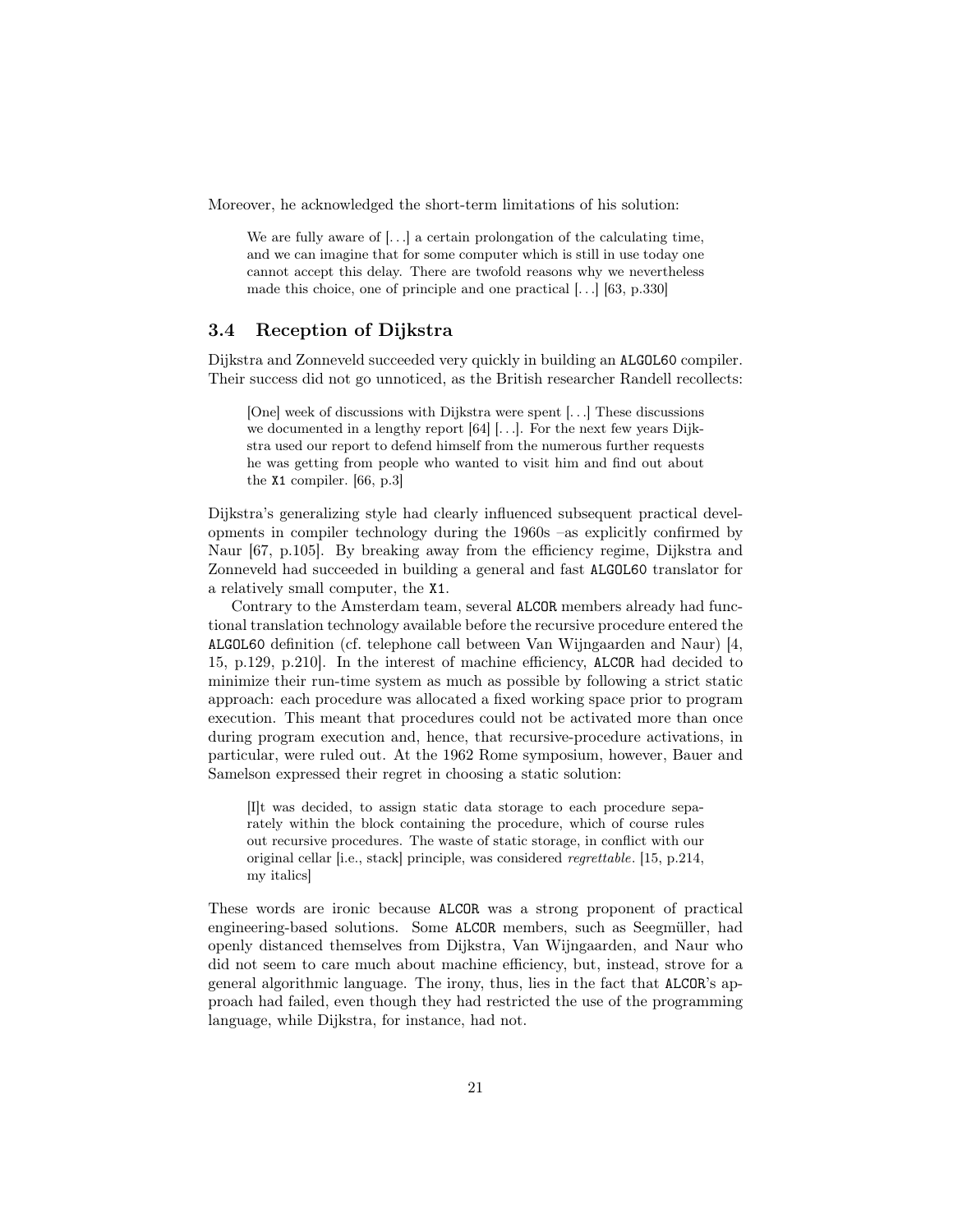Moreover, he acknowledged the short-term limitations of his solution:

> We are fully aware of [. . .] a certain prolongation of the calculating time, and we can imagine that for some computer which is still in use today one cannot accept this delay. There are twofold reasons why we nevertheless made this choice, one of principle and one practical [. . .] [63, p.330]

### 3.4 Reception of Dijkstra

Dijkstra and Zonneveld succeeded very quickly in building an `ALGOL60` compiler. Their success did not go unnoticed, as the British researcher Randell recollects:

> [One] week of discussions with Dijkstra were spent [. . .] These discussions we documented in a lengthy report [64] [. . .]. For the next few years Dijkstra used our report to defend himself from the numerous further requests he was getting from people who wanted to visit him and find out about the `X1` compiler. [66, p.3]

Dijkstra's generalizing style had clearly influenced subsequent practical developments in compiler technology during the 1960s –as explicitly confirmed by Naur [67, p.105]. By breaking away from the efficiency regime, Dijkstra and Zonneveld had succeeded in building a general and fast `ALGOL60` translator for a relatively small computer, the `X1`.

Contrary to the Amsterdam team, several `ALCOR` members already had functional translation technology available before the recursive procedure entered the `ALGOL60` definition (cf. telephone call between Van Wijngaarden and Naur) [4, 15, p.129, p.210]. In the interest of machine efficiency, `ALCOR` had decided to minimize their run-time system as much as possible by following a strict static approach: each procedure was allocated a fixed working space prior to program execution. This meant that procedures could not be activated more than once during program execution and, hence, that recursive-procedure activations, in particular, were ruled out. At the 1962 Rome symposium, however, Bauer and Samelson expressed their regret in choosing a static solution:

> [I]t was decided, to assign static data storage to each procedure separately within the block containing the procedure, which of course rules out recursive procedures. The waste of static storage, in conflict with our original cellar [i.e., stack] principle, was considered *regrettable*. [15, p.214, my italics]

These words are ironic because `ALCOR` was a strong proponent of practical engineering-based solutions. Some `ALCOR` members, such as Seegmüller, had openly distanced themselves from Dijkstra, Van Wijngaarden, and Naur who did not seem to care much about machine efficiency, but, instead, strove for a general algorithmic language. The irony, thus, lies in the fact that `ALCOR`'s approach had failed, even though they had restricted the use of the programming language, while Dijkstra, for instance, had not.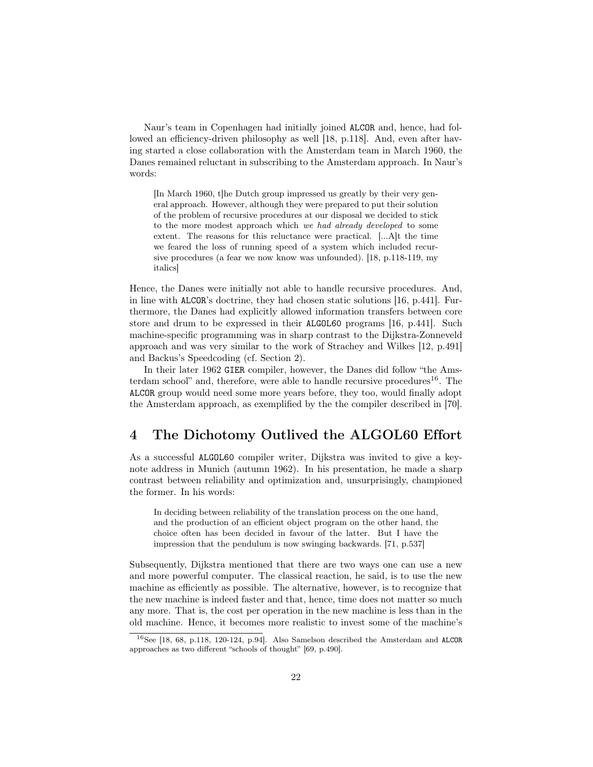Naur's team in Copenhagen had initially joined ALCOR and, hence, had followed an efficiency-driven philosophy as well [18, p.118]. And, even after having started a close collaboration with the Amsterdam team in March 1960, the Danes remained reluctant in subscribing to the Amsterdam approach. In Naur's words:

> [In March 1960, t]he Dutch group impressed us greatly by their very general approach. However, although they were prepared to put their solution of the problem of recursive procedures at our disposal we decided to stick to the more modest approach which *we had already developed* to some extent. The reasons for this reluctance were practical. [...A]t the time we feared the loss of running speed of a system which included recursive procedures (a fear we now know was unfounded). [18, p.118-119, my italics]

Hence, the Danes were initially not able to handle recursive procedures. And, in line with ALCOR's doctrine, they had chosen static solutions [16, p.441]. Furthermore, the Danes had explicitly allowed information transfers between core store and drum to be expressed in their ALGOL60 programs [16, p.441]. Such machine-specific programming was in sharp contrast to the Dijkstra-Zonneveld approach and was very similar to the work of Strachey and Wilkes [12, p.491] and Backus's Speedcoding (cf. Section 2).

In their later 1962 GIER compiler, however, the Danes did follow "the Amsterdam school" and, therefore, were able to handle recursive procedures[16]. The ALCOR group would need some more years before, they too, would finally adopt the Amsterdam approach, as exemplified by the the compiler described in [70].

# 4 The Dichotomy Outlived the ALGOL60 Effort

As a successful ALGOL60 compiler writer, Dijkstra was invited to give a keynote address in Munich (autumn 1962). In his presentation, he made a sharp contrast between reliability and optimization and, unsurprisingly, championed the former. In his words:

> In deciding between reliability of the translation process on the one hand, and the production of an efficient object program on the other hand, the choice often has been decided in favour of the latter. But I have the impression that the pendulum is now swinging backwards. [71, p.537]

Subsequently, Dijkstra mentioned that there are two ways one can use a new and more powerful computer. The classical reaction, he said, is to use the new machine as efficiently as possible. The alternative, however, is to recognize that the new machine is indeed faster and that, hence, time does not matter so much any more. That is, the cost per operation in the new machine is less than in the old machine. Hence, it becomes more realistic to invest some of the machine's

[16] See [18, 68, p.118, 120-124, p.94]. Also Samelson described the Amsterdam and ALCOR approaches as two different "schools of thought" [69, p.490].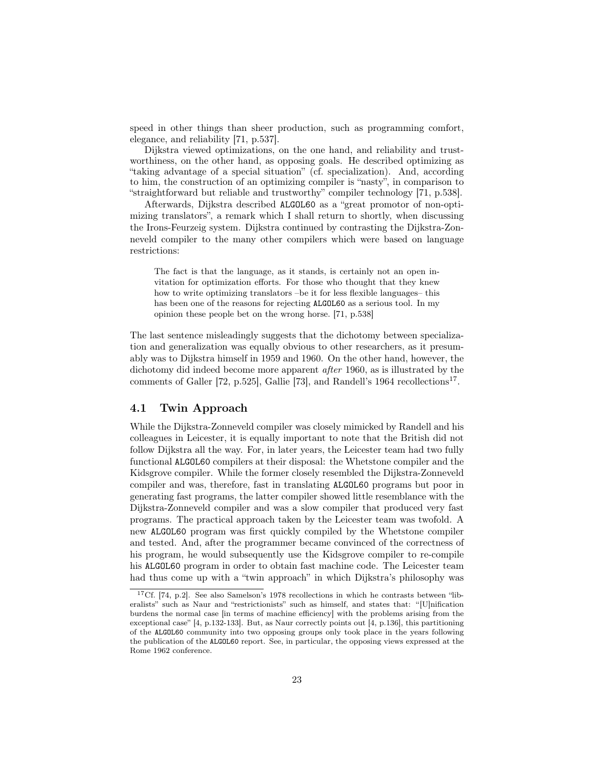speed in other things than sheer production, such as programming comfort, elegance, and reliability [71, p.537].

Dijkstra viewed optimizations, on the one hand, and reliability and trustworthiness, on the other hand, as opposing goals. He described optimizing as "taking advantage of a special situation" (cf. specialization). And, according to him, the construction of an optimizing compiler is "nasty", in comparison to "straightforward but reliable and trustworthy" compiler technology [71, p.538].

Afterwards, Dijkstra described `ALGOL60` as a "great promotor of non-optimizing translators", a remark which I shall return to shortly, when discussing the Irons-Feurzeig system. Dijkstra continued by contrasting the Dijkstra-Zonneveld compiler to the many other compilers which were based on language restrictions:

> The fact is that the language, as it stands, is certainly not an open invitation for optimization efforts. For those who thought that they knew how to write optimizing translators –be it for less flexible languages– this has been one of the reasons for rejecting `ALGOL60` as a serious tool. In my opinion these people bet on the wrong horse. [71, p.538]

The last sentence misleadingly suggests that the dichotomy between specialization and generalization was equally obvious to other researchers, as it presumably was to Dijkstra himself in 1959 and 1960. On the other hand, however, the dichotomy did indeed become more apparent *after* 1960, as is illustrated by the comments of Galler [72, p.525], Gallie [73], and Randell's 1964 recollections[17].

## 4.1 Twin Approach

While the Dijkstra-Zonneveld compiler was closely mimicked by Randell and his colleagues in Leicester, it is equally important to note that the British did not follow Dijkstra all the way. For, in later years, the Leicester team had two fully functional `ALGOL60` compilers at their disposal: the Whetstone compiler and the Kidsgrove compiler. While the former closely resembled the Dijkstra-Zonneveld compiler and was, therefore, fast in translating `ALGOL60` programs but poor in generating fast programs, the latter compiler showed little resemblance with the Dijkstra-Zonneveld compiler and was a slow compiler that produced very fast programs. The practical approach taken by the Leicester team was twofold. A new `ALGOL60` program was first quickly compiled by the Whetstone compiler and tested. And, after the programmer became convinced of the correctness of his program, he would subsequently use the Kidsgrove compiler to re-compile his `ALGOL60` program in order to obtain fast machine code. The Leicester team had thus come up with a "twin approach" in which Dijkstra's philosophy was

[17] Cf. [74, p.2]. See also Samelson's 1978 recollections in which he contrasts between "liberalists" such as Naur and "restrictionists" such as himself, and states that: "[U]nification burdens the normal case [in terms of machine efficiency] with the problems arising from the exceptional case" [4, p.132-133]. But, as Naur correctly points out [4, p.136], this partitioning of the `ALGOL60` community into two opposing groups only took place in the years following the publication of the `ALGOL60` report. See, in particular, the opposing views expressed at the Rome 1962 conference.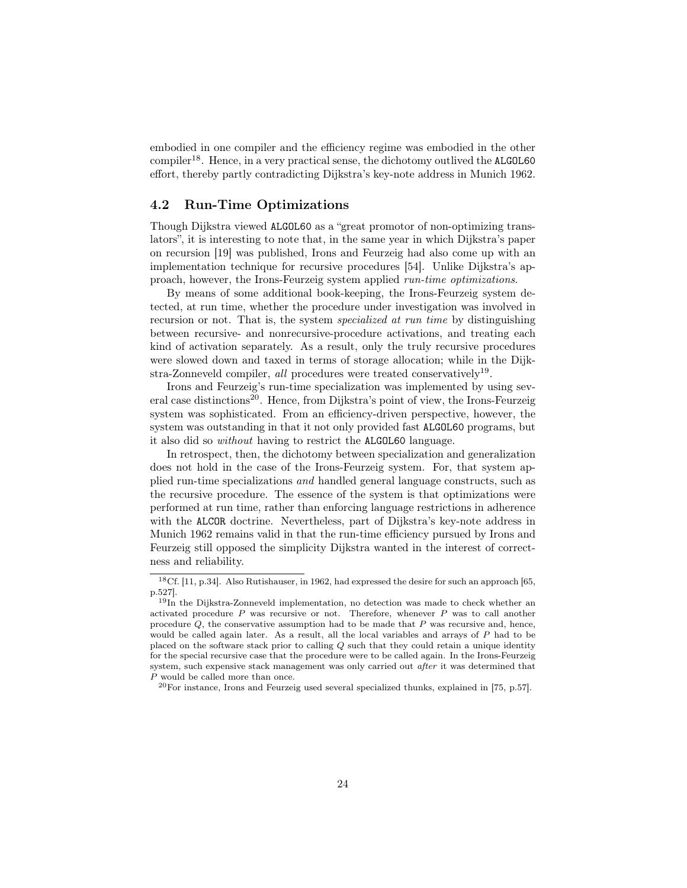embodied in one compiler and the efficiency regime was embodied in the other compiler[18]. Hence, in a very practical sense, the dichotomy outlived the ALGOL60 effort, thereby partly contradicting Dijkstra's key-note address in Munich 1962.

### 4.2 Run-Time Optimizations

Though Dijkstra viewed ALGOL60 as a "great promotor of non-optimizing translators", it is interesting to note that, in the same year in which Dijkstra's paper on recursion [19] was published, Irons and Feurzeig had also come up with an implementation technique for recursive procedures [54]. Unlike Dijkstra's approach, however, the Irons-Feurzeig system applied *run-time optimizations*.

By means of some additional book-keeping, the Irons-Feurzeig system detected, at run time, whether the procedure under investigation was involved in recursion or not. That is, the system *specialized at run time* by distinguishing between recursive- and nonrecursive-procedure activations, and treating each kind of activation separately. As a result, only the truly recursive procedures were slowed down and taxed in terms of storage allocation; while in the Dijkstra-Zonneveld compiler, *all* procedures were treated conservatively[19].

Irons and Feurzeig's run-time specialization was implemented by using several case distinctions[20]. Hence, from Dijkstra's point of view, the Irons-Feurzeig system was sophisticated. From an efficiency-driven perspective, however, the system was outstanding in that it not only provided fast ALGOL60 programs, but it also did so *without* having to restrict the ALGOL60 language.

In retrospect, then, the dichotomy between specialization and generalization does not hold in the case of the Irons-Feurzeig system. For, that system applied run-time specializations *and* handled general language constructs, such as the recursive procedure. The essence of the system is that optimizations were performed at run time, rather than enforcing language restrictions in adherence with the ALCOR doctrine. Nevertheless, part of Dijkstra's key-note address in Munich 1962 remains valid in that the run-time efficiency pursued by Irons and Feurzeig still opposed the simplicity Dijkstra wanted in the interest of correctness and reliability.

---

[18] Cf. [11, p.34]. Also Rutishauser, in 1962, had expressed the desire for such an approach [65, p.527].

[19] In the Dijkstra-Zonneveld implementation, no detection was made to check whether an activated procedure $P$ was recursive or not. Therefore, whenever $P$ was to call another procedure $Q$, the conservative assumption had to be made that $P$ was recursive and, hence, would be called again later. As a result, all the local variables and arrays of $P$ had to be placed on the software stack prior to calling $Q$ such that they could retain a unique identity for the special recursive case that the procedure were to be called again. In the Irons-Feurzeig system, such expensive stack management was only carried out *after* it was determined that $P$ would be called more than once.

[20] For instance, Irons and Feurzeig used several specialized thunks, explained in [75, p.57].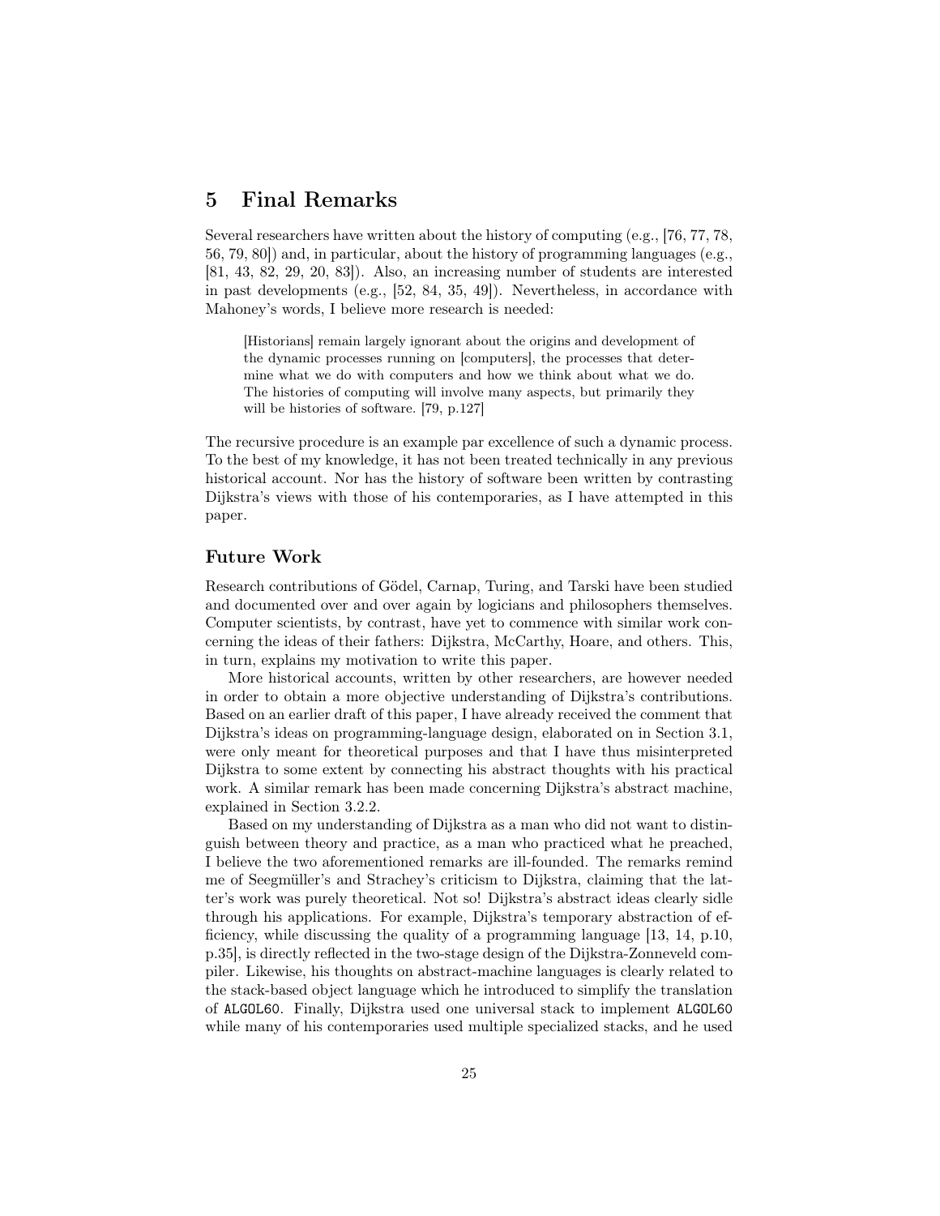# 5 Final Remarks

Several researchers have written about the history of computing (e.g., [76, 77, 78, 56, 79, 80]) and, in particular, about the history of programming languages (e.g., [81, 43, 82, 29, 20, 83]). Also, an increasing number of students are interested in past developments (e.g., [52, 84, 35, 49]). Nevertheless, in accordance with Mahoney's words, I believe more research is needed:

> [Historians] remain largely ignorant about the origins and development of the dynamic processes running on [computers], the processes that determine what we do with computers and how we think about what we do. The histories of computing will involve many aspects, but primarily they will be histories of software. [79, p.127]

The recursive procedure is an example par excellence of such a dynamic process. To the best of my knowledge, it has not been treated technically in any previous historical account. Nor has the history of software been written by contrasting Dijkstra's views with those of his contemporaries, as I have attempted in this paper.

### Future Work

Research contributions of Gödel, Carnap, Turing, and Tarski have been studied and documented over and over again by logicians and philosophers themselves. Computer scientists, by contrast, have yet to commence with similar work concerning the ideas of their fathers: Dijkstra, McCarthy, Hoare, and others. This, in turn, explains my motivation to write this paper.

More historical accounts, written by other researchers, are however needed in order to obtain a more objective understanding of Dijkstra's contributions. Based on an earlier draft of this paper, I have already received the comment that Dijkstra's ideas on programming-language design, elaborated on in Section 3.1, were only meant for theoretical purposes and that I have thus misinterpreted Dijkstra to some extent by connecting his abstract thoughts with his practical work. A similar remark has been made concerning Dijkstra's abstract machine, explained in Section 3.2.2.

Based on my understanding of Dijkstra as a man who did not want to distinguish between theory and practice, as a man who practiced what he preached, I believe the two aforementioned remarks are ill-founded. The remarks remind me of Seegmüller's and Strachey's criticism to Dijkstra, claiming that the latter's work was purely theoretical. Not so! Dijkstra's abstract ideas clearly sidle through his applications. For example, Dijkstra's temporary abstraction of efficiency, while discussing the quality of a programming language [13, 14, p.10, p.35], is directly reflected in the two-stage design of the Dijkstra-Zonneveld compiler. Likewise, his thoughts on abstract-machine languages is clearly related to the stack-based object language which he introduced to simplify the translation of `ALGOL60`. Finally, Dijkstra used one universal stack to implement `ALGOL60` while many of his contemporaries used multiple specialized stacks, and he used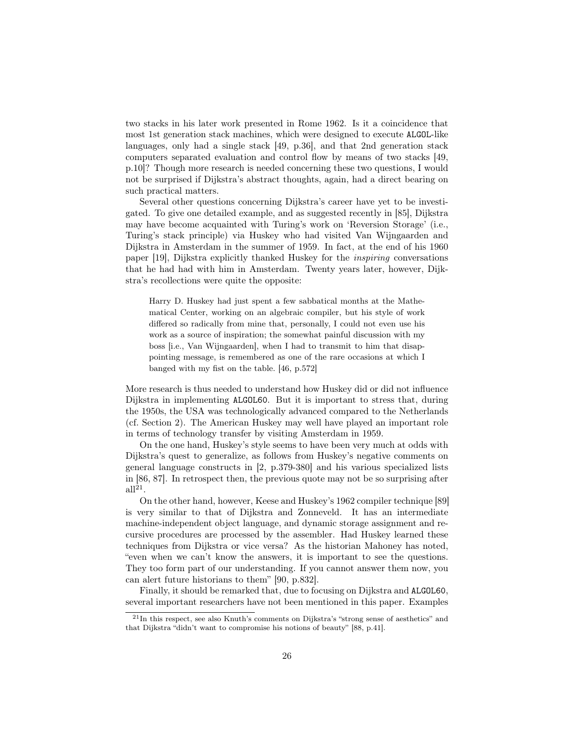two stacks in his later work presented in Rome 1962. Is it a coincidence that most 1st generation stack machines, which were designed to execute `ALGOL`-like languages, only had a single stack [49, p.36], and that 2nd generation stack computers separated evaluation and control flow by means of two stacks [49, p.10]? Though more research is needed concerning these two questions, I would not be surprised if Dijkstra's abstract thoughts, again, had a direct bearing on such practical matters.

Several other questions concerning Dijkstra's career have yet to be investigated. To give one detailed example, and as suggested recently in [85], Dijkstra may have become acquainted with Turing's work on 'Reversion Storage' (i.e., Turing's stack principle) via Huskey who had visited Van Wijngaarden and Dijkstra in Amsterdam in the summer of 1959. In fact, at the end of his 1960 paper [19], Dijkstra explicitly thanked Huskey for the *inspiring* conversations that he had had with him in Amsterdam. Twenty years later, however, Dijkstra's recollections were quite the opposite:

> Harry D. Huskey had just spent a few sabbatical months at the Mathematical Center, working on an algebraic compiler, but his style of work differed so radically from mine that, personally, I could not even use his work as a source of inspiration; the somewhat painful discussion with my boss [i.e., Van Wijngaarden], when I had to transmit to him that disappointing message, is remembered as one of the rare occasions at which I banged with my fist on the table. [46, p.572]

More research is thus needed to understand how Huskey did or did not influence Dijkstra in implementing `ALGOL60`. But it is important to stress that, during the 1950s, the USA was technologically advanced compared to the Netherlands (cf. Section 2). The American Huskey may well have played an important role in terms of technology transfer by visiting Amsterdam in 1959.

On the one hand, Huskey's style seems to have been very much at odds with Dijkstra's quest to generalize, as follows from Huskey's negative comments on general language constructs in [2, p.379-380] and his various specialized lists in [86, 87]. In retrospect then, the previous quote may not be so surprising after all[21].

On the other hand, however, Keese and Huskey's 1962 compiler technique [89] is very similar to that of Dijkstra and Zonneveld. It has an intermediate machine-independent object language, and dynamic storage assignment and recursive procedures are processed by the assembler. Had Huskey learned these techniques from Dijkstra or vice versa? As the historian Mahoney has noted, "even when we can't know the answers, it is important to see the questions. They too form part of our understanding. If you cannot answer them now, you can alert future historians to them" [90, p.832].

Finally, it should be remarked that, due to focusing on Dijkstra and `ALGOL60`, several important researchers have not been mentioned in this paper. Examples

[21] In this respect, see also Knuth's comments on Dijkstra's "strong sense of aesthetics" and that Dijkstra "didn't want to compromise his notions of beauty" [88, p.41].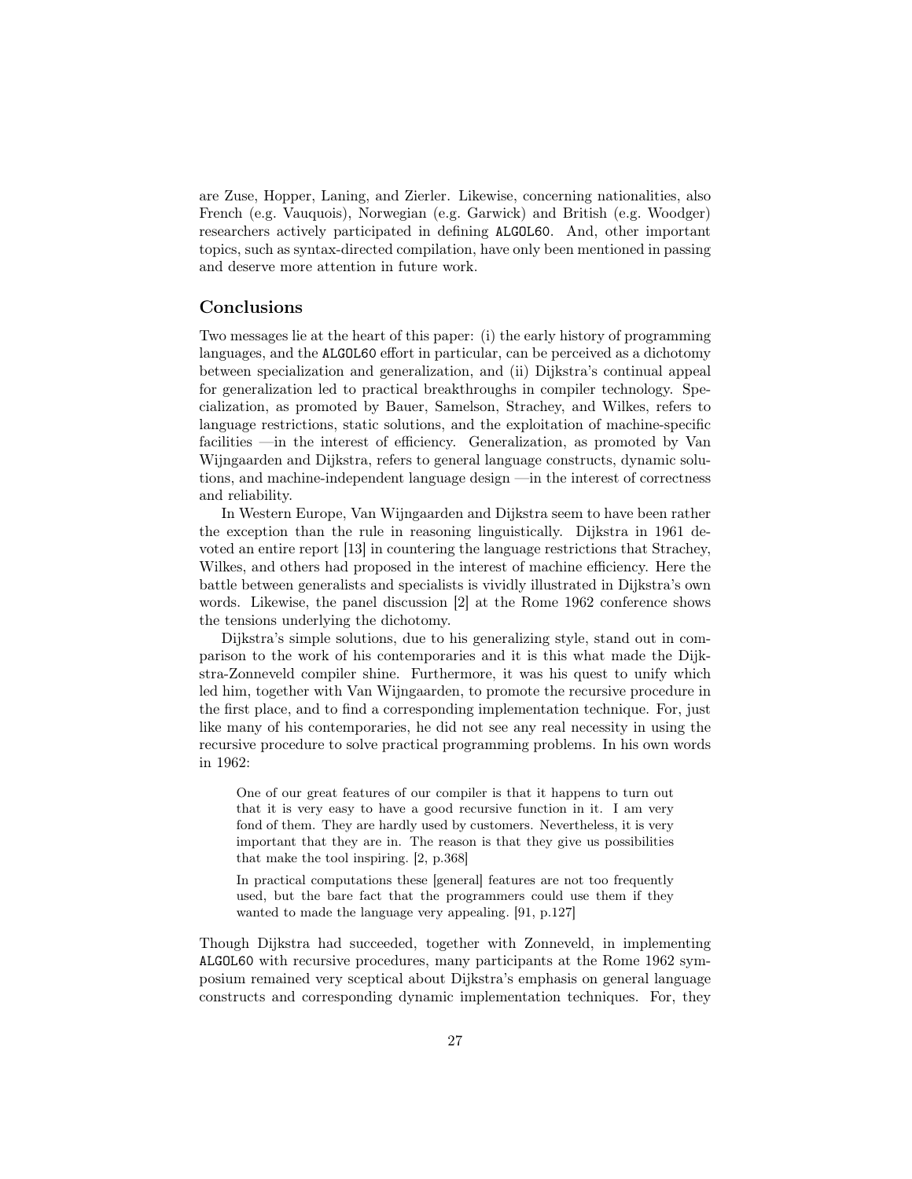are Zuse, Hopper, Laning, and Zierler. Likewise, concerning nationalities, also French (e.g. Vauquois), Norwegian (e.g. Garwick) and British (e.g. Woodger) researchers actively participated in defining ALGOL60. And, other important topics, such as syntax-directed compilation, have only been mentioned in passing and deserve more attention in future work.

## Conclusions

Two messages lie at the heart of this paper: (i) the early history of programming languages, and the ALGOL60 effort in particular, can be perceived as a dichotomy between specialization and generalization, and (ii) Dijkstra's continual appeal for generalization led to practical breakthroughs in compiler technology. Specialization, as promoted by Bauer, Samelson, Strachey, and Wilkes, refers to language restrictions, static solutions, and the exploitation of machine-specific facilities —in the interest of efficiency. Generalization, as promoted by Van Wijngaarden and Dijkstra, refers to general language constructs, dynamic solutions, and machine-independent language design —in the interest of correctness and reliability.

In Western Europe, Van Wijngaarden and Dijkstra seem to have been rather the exception than the rule in reasoning linguistically. Dijkstra in 1961 devoted an entire report [13] in countering the language restrictions that Strachey, Wilkes, and others had proposed in the interest of machine efficiency. Here the battle between generalists and specialists is vividly illustrated in Dijkstra's own words. Likewise, the panel discussion [2] at the Rome 1962 conference shows the tensions underlying the dichotomy.

Dijkstra's simple solutions, due to his generalizing style, stand out in comparison to the work of his contemporaries and it is this what made the Dijkstra-Zonneveld compiler shine. Furthermore, it was his quest to unify which led him, together with Van Wijngaarden, to promote the recursive procedure in the first place, and to find a corresponding implementation technique. For, just like many of his contemporaries, he did not see any real necessity in using the recursive procedure to solve practical programming problems. In his own words in 1962:

> One of our great features of our compiler is that it happens to turn out that it is very easy to have a good recursive function in it. I am very fond of them. They are hardly used by customers. Nevertheless, it is very important that they are in. The reason is that they give us possibilities that make the tool inspiring. [2, p.368]

> In practical computations these [general] features are not too frequently used, but the bare fact that the programmers could use them if they wanted to made the language very appealing. [91, p.127]

Though Dijkstra had succeeded, together with Zonneveld, in implementing ALGOL60 with recursive procedures, many participants at the Rome 1962 symposium remained very sceptical about Dijkstra's emphasis on general language constructs and corresponding dynamic implementation techniques. For, they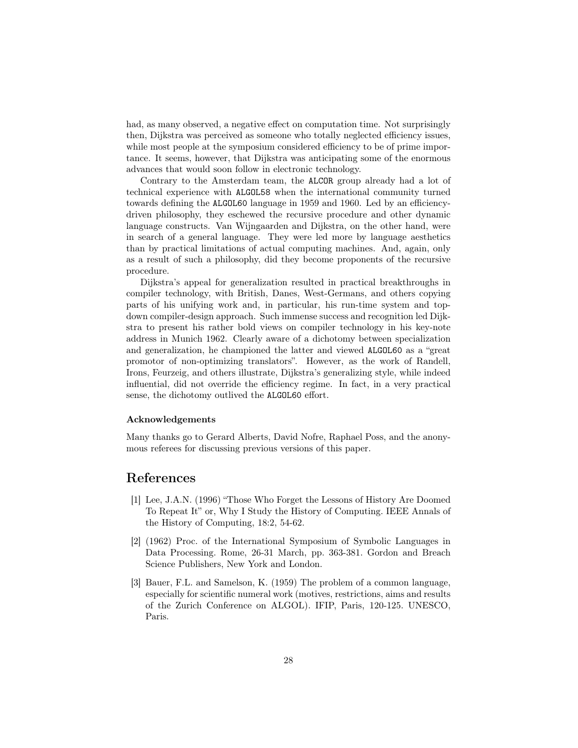had, as many observed, a negative effect on computation time. Not surprisingly then, Dijkstra was perceived as someone who totally neglected efficiency issues, while most people at the symposium considered efficiency to be of prime importance. It seems, however, that Dijkstra was anticipating some of the enormous advances that would soon follow in electronic technology.

Contrary to the Amsterdam team, the `ALCOR` group already had a lot of technical experience with `ALGOL58` when the international community turned towards defining the `ALGOL60` language in 1959 and 1960. Led by an efficiency-driven philosophy, they eschewed the recursive procedure and other dynamic language constructs. Van Wijngaarden and Dijkstra, on the other hand, were in search of a general language. They were led more by language aesthetics than by practical limitations of actual computing machines. And, again, only as a result of such a philosophy, did they become proponents of the recursive procedure.

Dijkstra's appeal for generalization resulted in practical breakthroughs in compiler technology, with British, Danes, West-Germans, and others copying parts of his unifying work and, in particular, his run-time system and top-down compiler-design approach. Such immense success and recognition led Dijkstra to present his rather bold views on compiler technology in his key-note address in Munich 1962. Clearly aware of a dichotomy between specialization and generalization, he championed the latter and viewed `ALGOL60` as a "great promotor of non-optimizing translators". However, as the work of Randell, Irons, Feurzeig, and others illustrate, Dijkstra's generalizing style, while indeed influential, did not override the efficiency regime. In fact, in a very practical sense, the dichotomy outlived the `ALGOL60` effort.

### Acknowledgements

Many thanks go to Gerard Alberts, David Nofre, Raphael Poss, and the anonymous referees for discussing previous versions of this paper.

## References

[1] Lee, J.A.N. (1996) "Those Who Forget the Lessons of History Are Doomed To Repeat It" or, Why I Study the History of Computing. IEEE Annals of the History of Computing, 18:2, 54-62.

[2] (1962) Proc. of the International Symposium of Symbolic Languages in Data Processing. Rome, 26-31 March, pp. 363-381. Gordon and Breach Science Publishers, New York and London.

[3] Bauer, F.L. and Samelson, K. (1959) The problem of a common language, especially for scientific numeral work (motives, restrictions, aims and results of the Zurich Conference on ALGOL). IFIP, Paris, 120-125. UNESCO, Paris.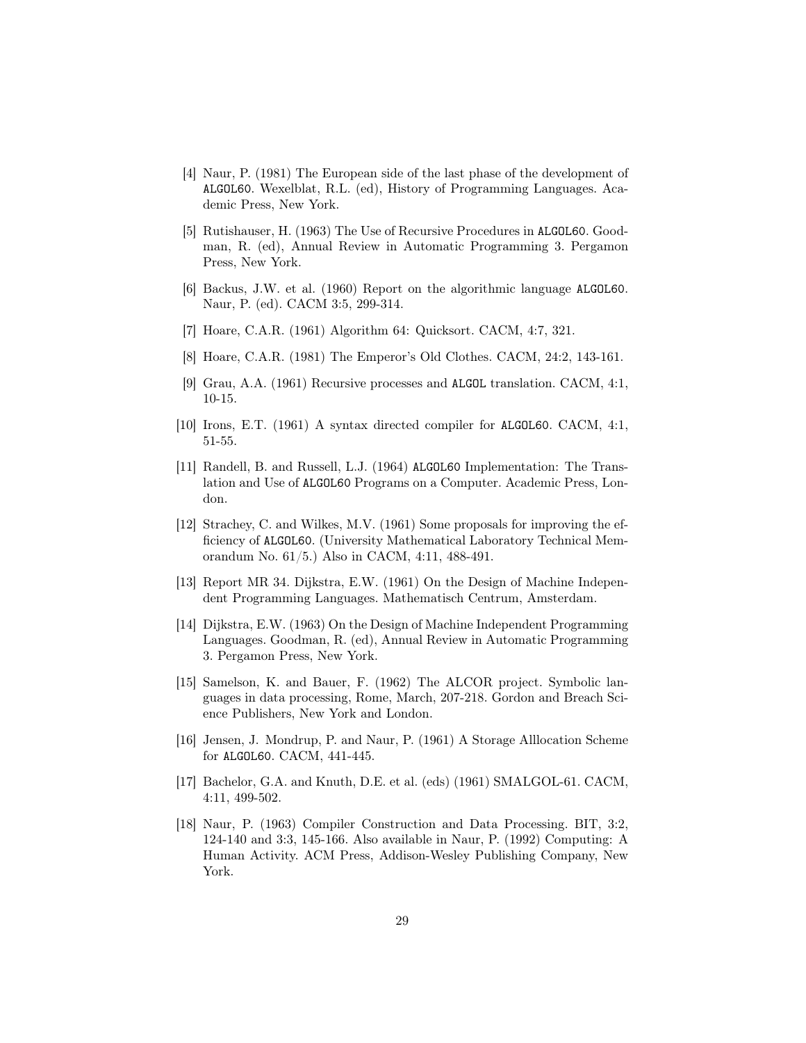[4] Naur, P. (1981) The European side of the last phase of the development of `ALGOL60`. Wexelblat, R.L. (ed), History of Programming Languages. Academic Press, New York.

[5] Rutishauser, H. (1963) The Use of Recursive Procedures in `ALGOL60`. Goodman, R. (ed), Annual Review in Automatic Programming 3. Pergamon Press, New York.

[6] Backus, J.W. et al. (1960) Report on the algorithmic language `ALGOL60`. Naur, P. (ed). CACM 3:5, 299-314.

[7] Hoare, C.A.R. (1961) Algorithm 64: Quicksort. CACM, 4:7, 321.

[8] Hoare, C.A.R. (1981) The Emperor's Old Clothes. CACM, 24:2, 143-161.

[9] Grau, A.A. (1961) Recursive processes and `ALGOL` translation. CACM, 4:1, 10-15.

[10] Irons, E.T. (1961) A syntax directed compiler for `ALGOL60`. CACM, 4:1, 51-55.

[11] Randell, B. and Russell, L.J. (1964) `ALGOL60` Implementation: The Translation and Use of `ALGOL60` Programs on a Computer. Academic Press, London.

[12] Strachey, C. and Wilkes, M.V. (1961) Some proposals for improving the efficiency of `ALGOL60`. (University Mathematical Laboratory Technical Memorandum No. 61/5.) Also in CACM, 4:11, 488-491.

[13] Report MR 34. Dijkstra, E.W. (1961) On the Design of Machine Independent Programming Languages. Mathematisch Centrum, Amsterdam.

[14] Dijkstra, E.W. (1963) On the Design of Machine Independent Programming Languages. Goodman, R. (ed), Annual Review in Automatic Programming 3. Pergamon Press, New York.

[15] Samelson, K. and Bauer, F. (1962) The ALCOR project. Symbolic languages in data processing, Rome, March, 207-218. Gordon and Breach Science Publishers, New York and London.

[16] Jensen, J. Mondrup, P. and Naur, P. (1961) A Storage Alllocation Scheme for `ALGOL60`. CACM, 441-445.

[17] Bachelor, G.A. and Knuth, D.E. et al. (eds) (1961) SMALGOL-61. CACM, 4:11, 499-502.

[18] Naur, P. (1963) Compiler Construction and Data Processing. BIT, 3:2, 124-140 and 3:3, 145-166. Also available in Naur, P. (1992) Computing: A Human Activity. ACM Press, Addison-Wesley Publishing Company, New York.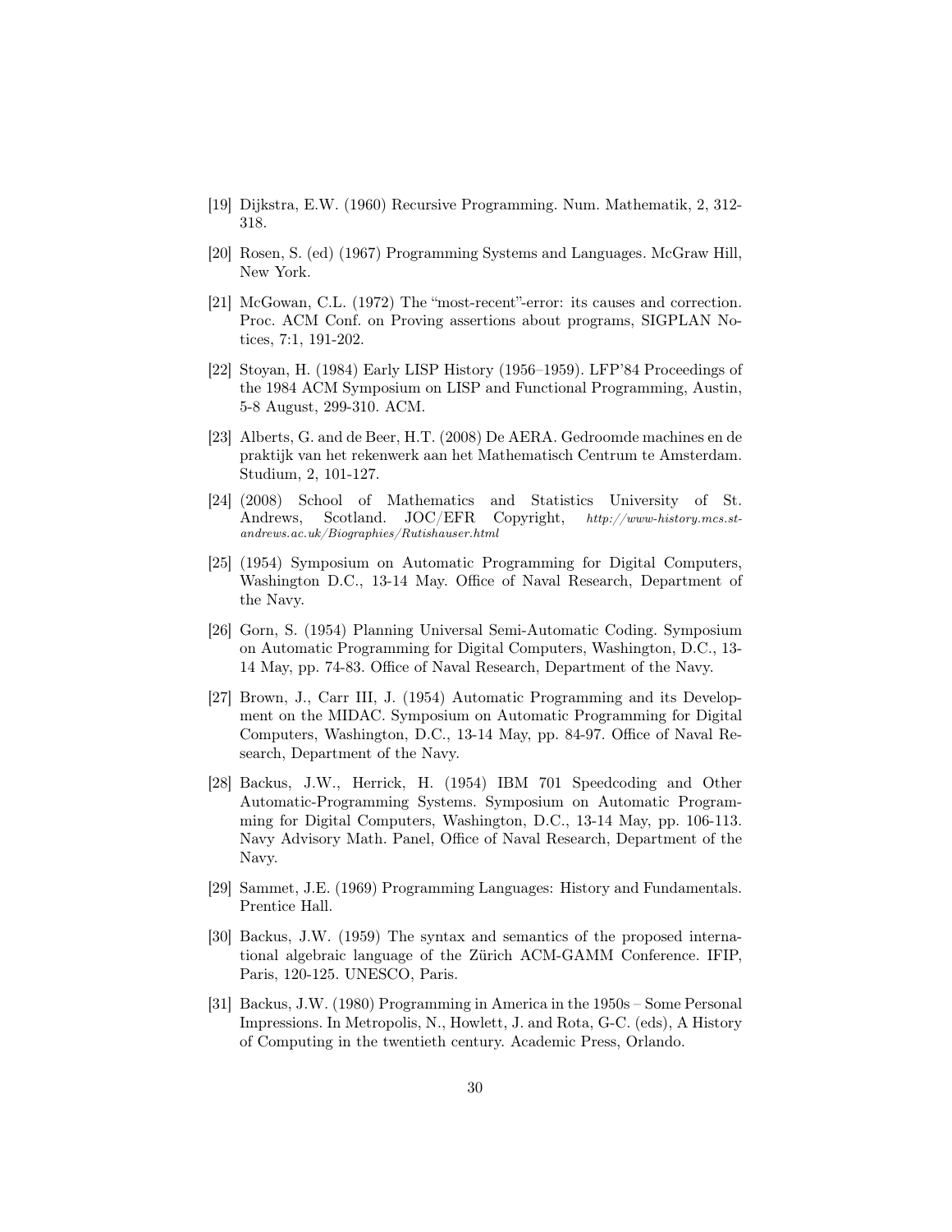[19] Dijkstra, E.W. (1960) Recursive Programming. Num. Mathematik, 2, 312-318.

[20] Rosen, S. (ed) (1967) Programming Systems and Languages. McGraw Hill, New York.

[21] McGowan, C.L. (1972) The "most-recent"-error: its causes and correction. Proc. ACM Conf. on Proving assertions about programs, SIGPLAN Notices, 7:1, 191-202.

[22] Stoyan, H. (1984) Early LISP History (1956–1959). LFP'84 Proceedings of the 1984 ACM Symposium on LISP and Functional Programming, Austin, 5-8 August, 299-310. ACM.

[23] Alberts, G. and de Beer, H.T. (2008) De AERA. Gedroomde machines en de praktijk van het rekenwerk aan het Mathematisch Centrum te Amsterdam. Studium, 2, 101-127.

[24] (2008) School of Mathematics and Statistics University of St. Andrews, Scotland. JOC/EFR Copyright, *http://www-history.mcs.st-andrews.ac.uk/Biographies/Rutishauser.html*

[25] (1954) Symposium on Automatic Programming for Digital Computers, Washington D.C., 13-14 May. Office of Naval Research, Department of the Navy.

[26] Gorn, S. (1954) Planning Universal Semi-Automatic Coding. Symposium on Automatic Programming for Digital Computers, Washington, D.C., 13-14 May, pp. 74-83. Office of Naval Research, Department of the Navy.

[27] Brown, J., Carr III, J. (1954) Automatic Programming and its Development on the MIDAC. Symposium on Automatic Programming for Digital Computers, Washington, D.C., 13-14 May, pp. 84-97. Office of Naval Research, Department of the Navy.

[28] Backus, J.W., Herrick, H. (1954) IBM 701 Speedcoding and Other Automatic-Programming Systems. Symposium on Automatic Programming for Digital Computers, Washington, D.C., 13-14 May, pp. 106-113. Navy Advisory Math. Panel, Office of Naval Research, Department of the Navy.

[29] Sammet, J.E. (1969) Programming Languages: History and Fundamentals. Prentice Hall.

[30] Backus, J.W. (1959) The syntax and semantics of the proposed international algebraic language of the Zürich ACM-GAMM Conference. IFIP, Paris, 120-125. UNESCO, Paris.

[31] Backus, J.W. (1980) Programming in America in the 1950s – Some Personal Impressions. In Metropolis, N., Howlett, J. and Rota, G-C. (eds), A History of Computing in the twentieth century. Academic Press, Orlando.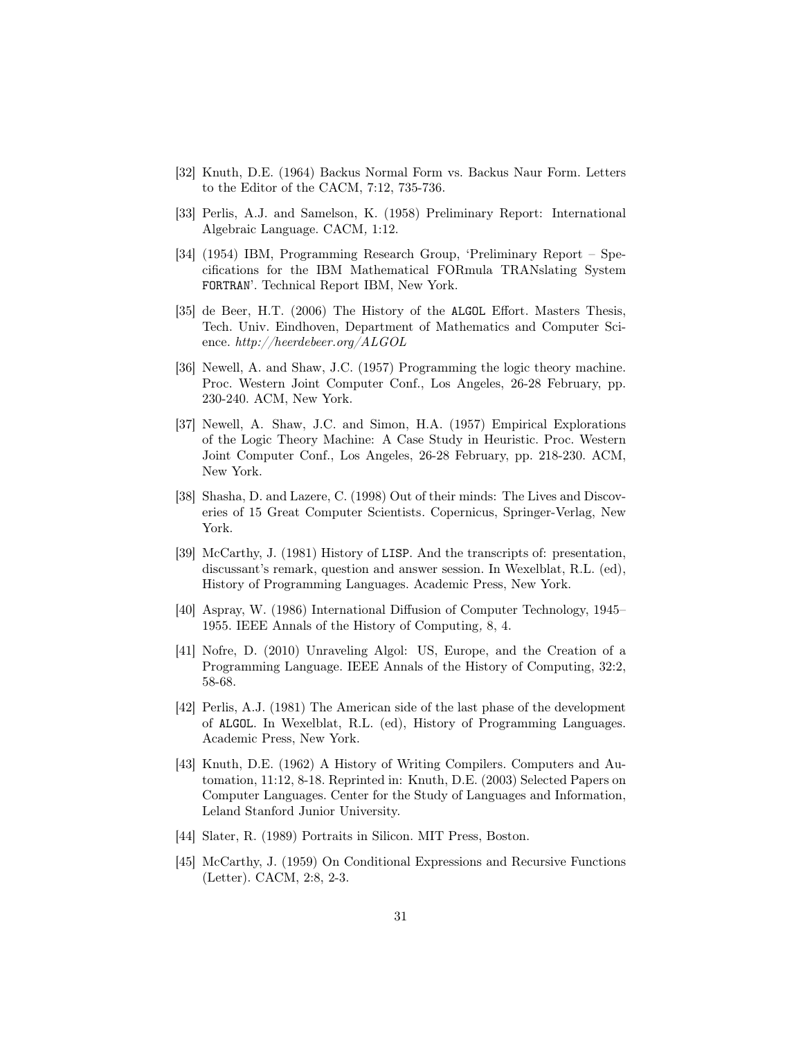[32] Knuth, D.E. (1964) Backus Normal Form vs. Backus Naur Form. Letters to the Editor of the CACM, 7:12, 735-736.

[33] Perlis, A.J. and Samelson, K. (1958) Preliminary Report: International Algebraic Language. CACM, 1:12.

[34] (1954) IBM, Programming Research Group, 'Preliminary Report – Specifications for the IBM Mathematical FORmula TRANslating System FORTRAN'. Technical Report IBM, New York.

[35] de Beer, H.T. (2006) The History of the ALGOL Effort. Masters Thesis, Tech. Univ. Eindhoven, Department of Mathematics and Computer Science. *http://heerdebeer.org/ALGOL*

[36] Newell, A. and Shaw, J.C. (1957) Programming the logic theory machine. Proc. Western Joint Computer Conf., Los Angeles, 26-28 February, pp. 230-240. ACM, New York.

[37] Newell, A. Shaw, J.C. and Simon, H.A. (1957) Empirical Explorations of the Logic Theory Machine: A Case Study in Heuristic. Proc. Western Joint Computer Conf., Los Angeles, 26-28 February, pp. 218-230. ACM, New York.

[38] Shasha, D. and Lazere, C. (1998) Out of their minds: The Lives and Discoveries of 15 Great Computer Scientists. Copernicus, Springer-Verlag, New York.

[39] McCarthy, J. (1981) History of LISP. And the transcripts of: presentation, discussant's remark, question and answer session. In Wexelblat, R.L. (ed), History of Programming Languages. Academic Press, New York.

[40] Aspray, W. (1986) International Diffusion of Computer Technology, 1945–1955. IEEE Annals of the History of Computing, 8, 4.

[41] Nofre, D. (2010) Unraveling Algol: US, Europe, and the Creation of a Programming Language. IEEE Annals of the History of Computing, 32:2, 58-68.

[42] Perlis, A.J. (1981) The American side of the last phase of the development of ALGOL. In Wexelblat, R.L. (ed), History of Programming Languages. Academic Press, New York.

[43] Knuth, D.E. (1962) A History of Writing Compilers. Computers and Automation, 11:12, 8-18. Reprinted in: Knuth, D.E. (2003) Selected Papers on Computer Languages. Center for the Study of Languages and Information, Leland Stanford Junior University.

[44] Slater, R. (1989) Portraits in Silicon. MIT Press, Boston.

[45] McCarthy, J. (1959) On Conditional Expressions and Recursive Functions (Letter). CACM, 2:8, 2-3.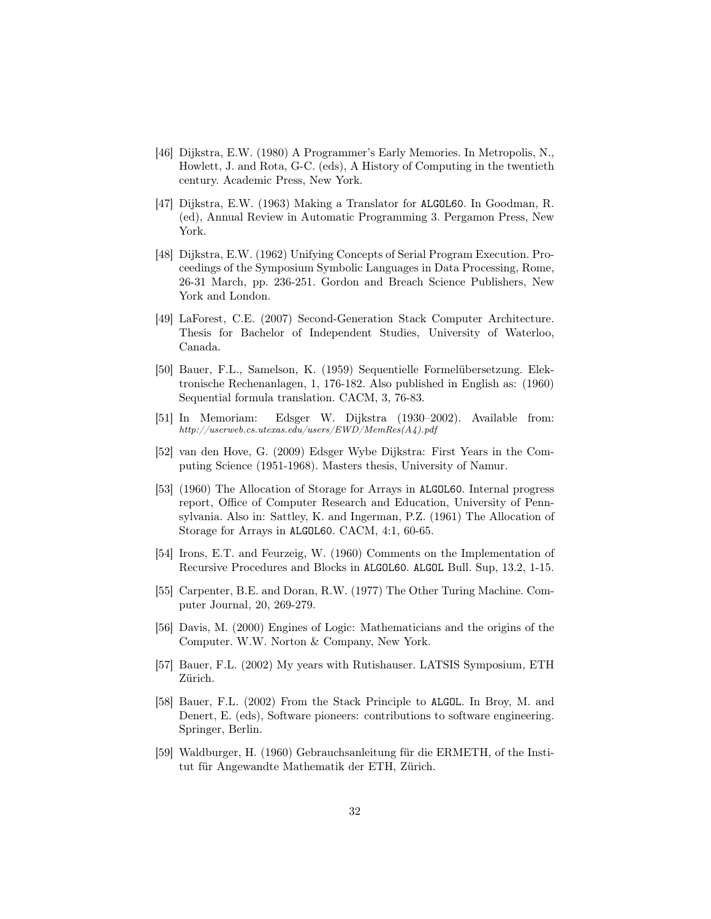[46] Dijkstra, E.W. (1980) A Programmer's Early Memories. In Metropolis, N., Howlett, J. and Rota, G-C. (eds), A History of Computing in the twentieth century. Academic Press, New York.

[47] Dijkstra, E.W. (1963) Making a Translator for ALGOL60. In Goodman, R. (ed), Annual Review in Automatic Programming 3. Pergamon Press, New York.

[48] Dijkstra, E.W. (1962) Unifying Concepts of Serial Program Execution. Proceedings of the Symposium Symbolic Languages in Data Processing, Rome, 26-31 March, pp. 236-251. Gordon and Breach Science Publishers, New York and London.

[49] LaForest, C.E. (2007) Second-Generation Stack Computer Architecture. Thesis for Bachelor of Independent Studies, University of Waterloo, Canada.

[50] Bauer, F.L., Samelson, K. (1959) Sequentielle Formelübersetzung. Elektronische Rechenanlagen, 1, 176-182. Also published in English as: (1960) Sequential formula translation. CACM, 3, 76-83.

[51] In Memoriam: Edsger W. Dijkstra (1930–2002). Available from: *http://userweb.cs.utexas.edu/users/EWD/MemRes(A4).pdf*

[52] van den Hove, G. (2009) Edsger Wybe Dijkstra: First Years in the Computing Science (1951-1968). Masters thesis, University of Namur.

[53] (1960) The Allocation of Storage for Arrays in ALGOL60. Internal progress report, Office of Computer Research and Education, University of Pennsylvania. Also in: Sattley, K. and Ingerman, P.Z. (1961) The Allocation of Storage for Arrays in ALGOL60. CACM, 4:1, 60-65.

[54] Irons, E.T. and Feurzeig, W. (1960) Comments on the Implementation of Recursive Procedures and Blocks in ALGOL60. ALGOL Bull. Sup, 13.2, 1-15.

[55] Carpenter, B.E. and Doran, R.W. (1977) The Other Turing Machine. Computer Journal*,* 20, 269-279.

[56] Davis, M. (2000) Engines of Logic: Mathematicians and the origins of the Computer. W.W. Norton & Company, New York.

[57] Bauer, F.L. (2002) My years with Rutishauser. LATSIS Symposium*,* ETH Zürich.

[58] Bauer, F.L. (2002) From the Stack Principle to ALGOL. In Broy, M. and Denert, E. (eds), Software pioneers: contributions to software engineering. Springer, Berlin.

[59] Waldburger, H. (1960) Gebrauchsanleitung für die ERMETH, of the Institut für Angewandte Mathematik der ETH, Zürich.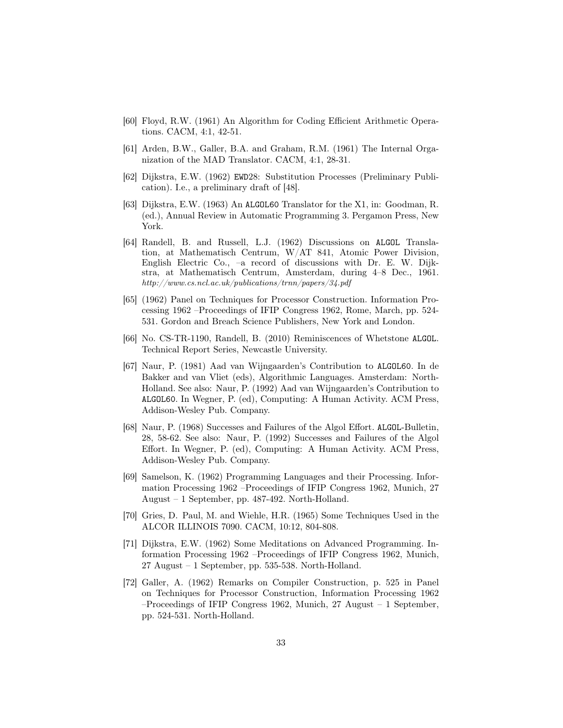[60] Floyd, R.W. (1961) An Algorithm for Coding Efficient Arithmetic Operations. CACM, 4:1, 42-51.

[61] Arden, B.W., Galler, B.A. and Graham, R.M. (1961) The Internal Organization of the MAD Translator. CACM, 4:1, 28-31.

[62] Dijkstra, E.W. (1962) EWD28: Substitution Processes (Preliminary Publication). I.e., a preliminary draft of [48].

[63] Dijkstra, E.W. (1963) An ALGOL60 Translator for the X1, in: Goodman, R. (ed.), Annual Review in Automatic Programming 3. Pergamon Press, New York.

[64] Randell, B. and Russell, L.J. (1962) Discussions on ALGOL Translation, at Mathematisch Centrum, W/AT 841, Atomic Power Division, English Electric Co., –a record of discussions with Dr. E. W. Dijkstra, at Mathematisch Centrum, Amsterdam, during 4–8 Dec., 1961. *http://www.cs.ncl.ac.uk/publications/trnn/papers/34.pdf*

[65] (1962) Panel on Techniques for Processor Construction. Information Processing 1962 –Proceedings of IFIP Congress 1962, Rome, March, pp. 524-531. Gordon and Breach Science Publishers, New York and London.

[66] No. CS-TR-1190, Randell, B. (2010) Reminiscences of Whetstone ALGOL. Technical Report Series, Newcastle University.

[67] Naur, P. (1981) Aad van Wijngaarden's Contribution to ALGOL60. In de Bakker and van Vliet (eds), Algorithmic Languages. Amsterdam: North-Holland. See also: Naur, P. (1992) Aad van Wijngaarden's Contribution to ALGOL60. In Wegner, P. (ed), Computing: A Human Activity. ACM Press, Addison-Wesley Pub. Company.

[68] Naur, P. (1968) Successes and Failures of the Algol Effort. ALGOL-Bulletin, 28, 58-62. See also: Naur, P. (1992) Successes and Failures of the Algol Effort. In Wegner, P. (ed), Computing: A Human Activity. ACM Press, Addison-Wesley Pub. Company.

[69] Samelson, K. (1962) Programming Languages and their Processing. Information Processing 1962 –Proceedings of IFIP Congress 1962, Munich, 27 August – 1 September, pp. 487-492. North-Holland.

[70] Gries, D. Paul, M. and Wiehle, H.R. (1965) Some Techniques Used in the ALCOR ILLINOIS 7090. CACM, 10:12, 804-808.

[71] Dijkstra, E.W. (1962) Some Meditations on Advanced Programming. Information Processing 1962 –Proceedings of IFIP Congress 1962, Munich, 27 August – 1 September, pp. 535-538. North-Holland.

[72] Galler, A. (1962) Remarks on Compiler Construction, p. 525 in Panel on Techniques for Processor Construction, Information Processing 1962 –Proceedings of IFIP Congress 1962, Munich, 27 August – 1 September, pp. 524-531. North-Holland.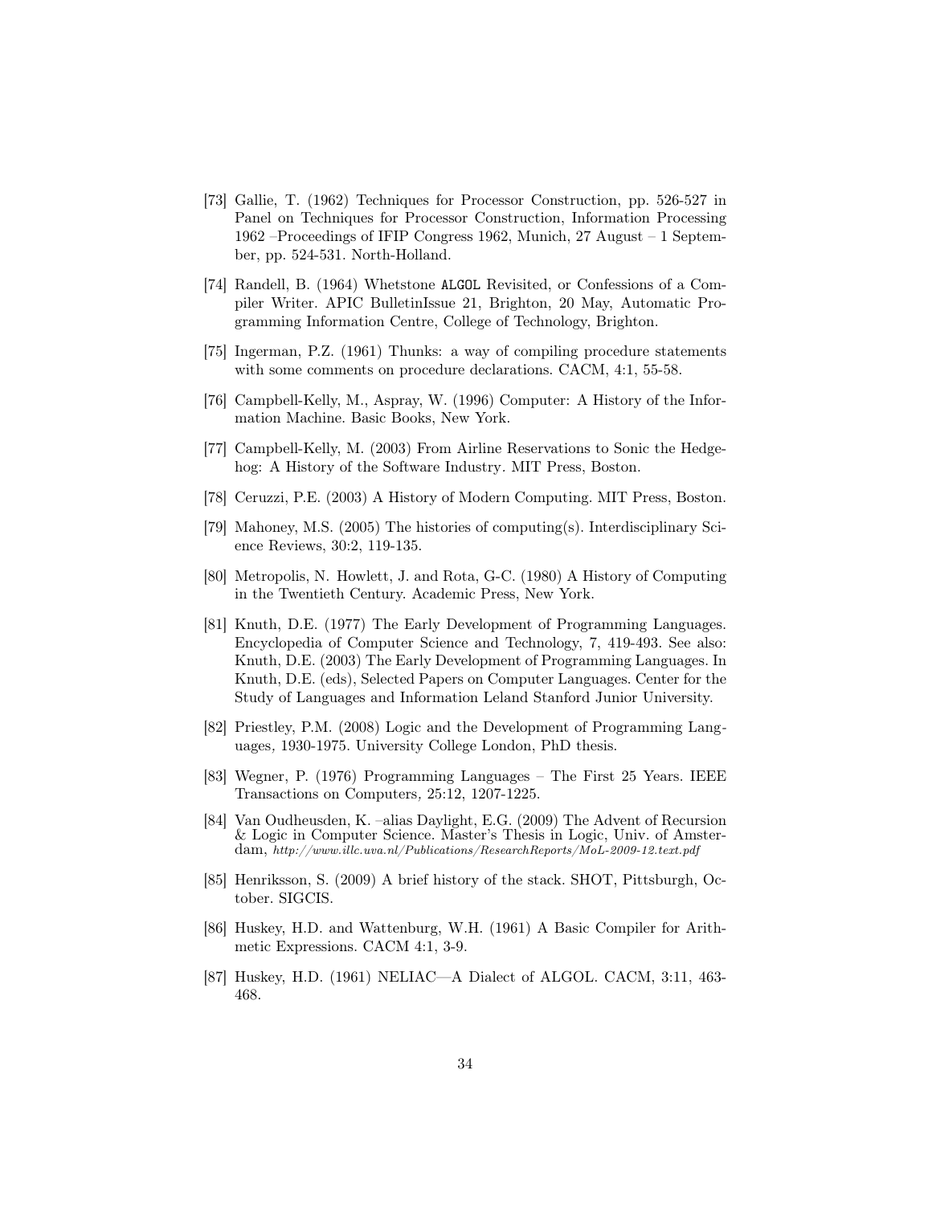[73] Gallie, T. (1962) Techniques for Processor Construction, pp. 526-527 in Panel on Techniques for Processor Construction, Information Processing 1962 –Proceedings of IFIP Congress 1962, Munich, 27 August – 1 September, pp. 524-531. North-Holland.

[74] Randell, B. (1964) Whetstone ALGOL Revisited, or Confessions of a Compiler Writer. APIC BulletinIssue 21, Brighton, 20 May, Automatic Programming Information Centre, College of Technology, Brighton.

[75] Ingerman, P.Z. (1961) Thunks: a way of compiling procedure statements with some comments on procedure declarations. CACM, 4:1, 55-58.

[76] Campbell-Kelly, M., Aspray, W. (1996) Computer: A History of the Information Machine. Basic Books, New York.

[77] Campbell-Kelly, M. (2003) From Airline Reservations to Sonic the Hedgehog: A History of the Software Industry. MIT Press, Boston.

[78] Ceruzzi, P.E. (2003) A History of Modern Computing. MIT Press, Boston.

[79] Mahoney, M.S. (2005) The histories of computing(s). Interdisciplinary Science Reviews, 30:2, 119-135.

[80] Metropolis, N. Howlett, J. and Rota, G-C. (1980) A History of Computing in the Twentieth Century. Academic Press, New York.

[81] Knuth, D.E. (1977) The Early Development of Programming Languages. Encyclopedia of Computer Science and Technology, 7, 419-493. See also: Knuth, D.E. (2003) The Early Development of Programming Languages. In Knuth, D.E. (eds), Selected Papers on Computer Languages. Center for the Study of Languages and Information Leland Stanford Junior University.

[82] Priestley, P.M. (2008) Logic and the Development of Programming Languages, 1930-1975. University College London, PhD thesis.

[83] Wegner, P. (1976) Programming Languages – The First 25 Years. IEEE Transactions on Computers, 25:12, 1207-1225.

[84] Van Oudheusden, K. –alias Daylight, E.G. (2009) The Advent of Recursion & Logic in Computer Science. Master's Thesis in Logic, Univ. of Amsterdam, *http://www.illc.uva.nl/Publications/ResearchReports/MoL-2009-12.text.pdf*

[85] Henriksson, S. (2009) A brief history of the stack. SHOT, Pittsburgh, October. SIGCIS.

[86] Huskey, H.D. and Wattenburg, W.H. (1961) A Basic Compiler for Arithmetic Expressions. CACM 4:1, 3-9.

[87] Huskey, H.D. (1961) NELIAC—A Dialect of ALGOL. CACM, 3:11, 463-468.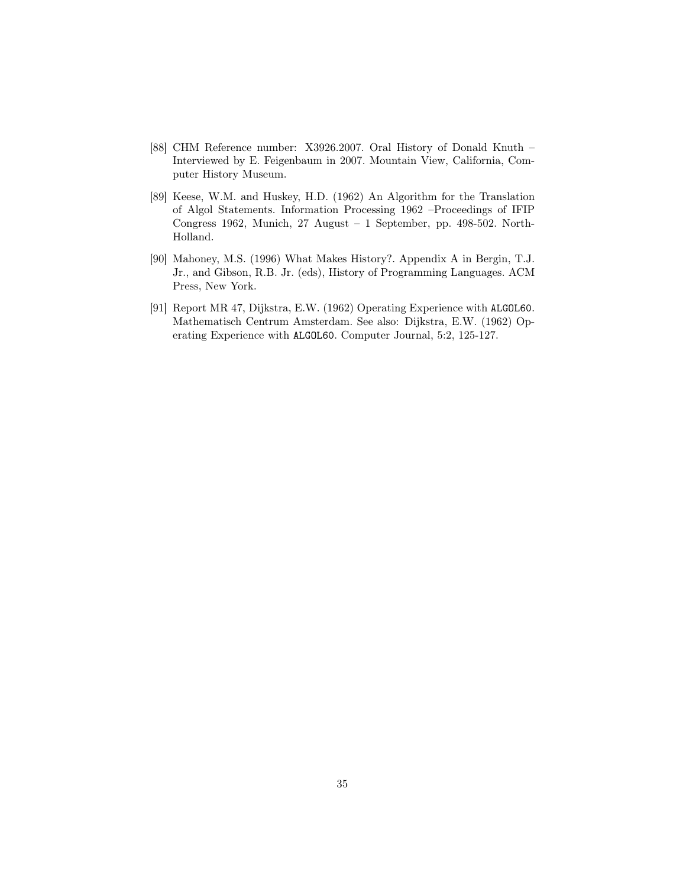[88] CHM Reference number: X3926.2007. Oral History of Donald Knuth – Interviewed by E. Feigenbaum in 2007. Mountain View, California, Computer History Museum.

[89] Keese, W.M. and Huskey, H.D. (1962) An Algorithm for the Translation of Algol Statements. Information Processing 1962 –Proceedings of IFIP Congress 1962, Munich, 27 August – 1 September, pp. 498-502. North-Holland.

[90] Mahoney, M.S. (1996) What Makes History?. Appendix A in Bergin, T.J. Jr., and Gibson, R.B. Jr. (eds), History of Programming Languages. ACM Press, New York.

[91] Report MR 47, Dijkstra, E.W. (1962) Operating Experience with `ALGOL60`. Mathematisch Centrum Amsterdam. See also: Dijkstra, E.W. (1962) Operating Experience with `ALGOL60`. Computer Journal, 5:2, 125-127.